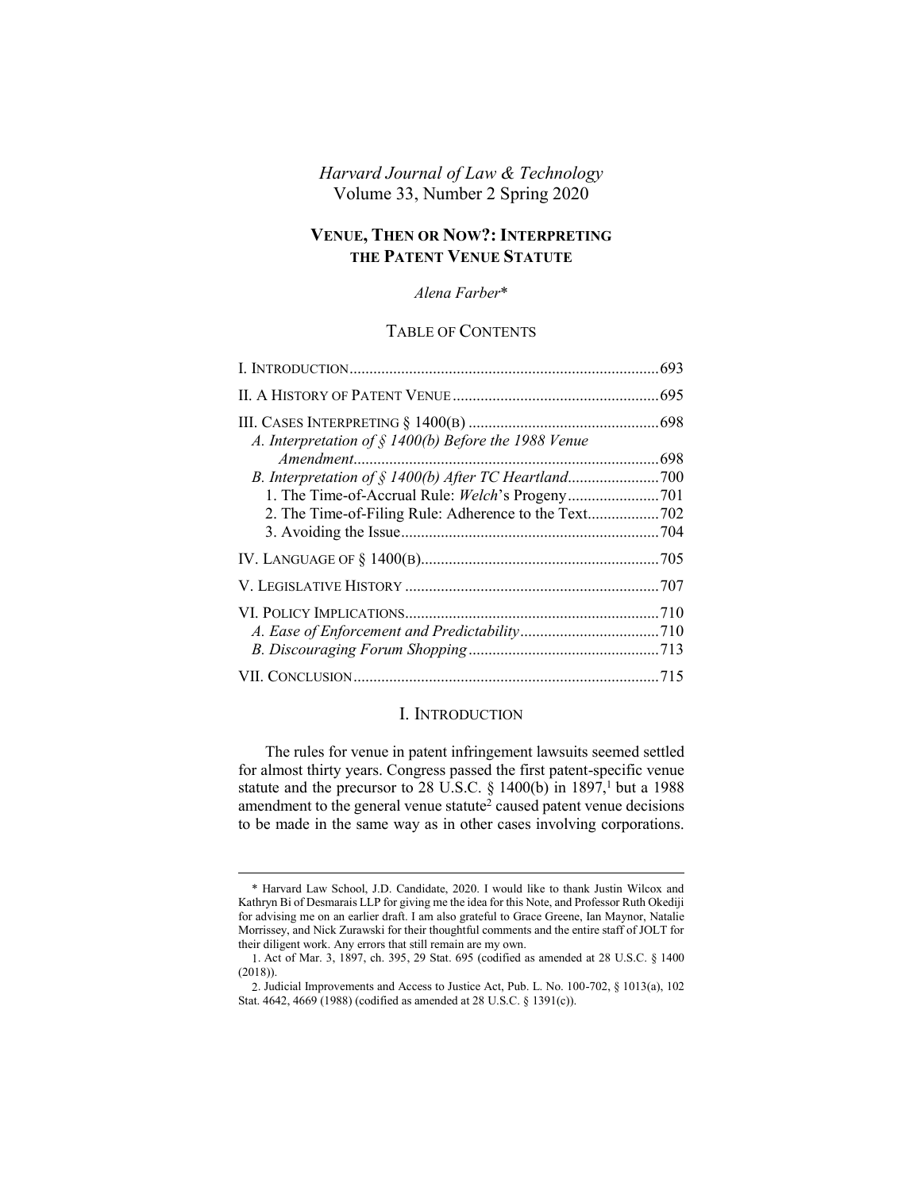*Harvard Journal of Law & Technology*
Volume 33, Number 2 Spring 2020

# VENUE, THEN OR NOW?: INTERPRETING THE PATENT VENUE STATUTE

*Alena Farber*\*

## TABLE OF CONTENTS

I. INTRODUCTION .......... 693
II. A HISTORY OF PATENT VENUE .......... 695
III. CASES INTERPRETING § 1400(B) .......... 698
  *A. Interpretation of § 1400(b) Before the 1988 Venue Amendment* .......... 698
  *B. Interpretation of § 1400(b) After TC Heartland* .......... 700
    1. The Time-of-Accrual Rule: *Welch*'s Progeny .......... 701
    2. The Time-of-Filing Rule: Adherence to the Text .......... 702
    3. Avoiding the Issue .......... 704
IV. LANGUAGE OF § 1400(B) .......... 705
V. LEGISLATIVE HISTORY .......... 707
VI. POLICY IMPLICATIONS .......... 710
  *A. Ease of Enforcement and Predictability* .......... 710
  *B. Discouraging Forum Shopping* .......... 713
VII. CONCLUSION .......... 715

## I. INTRODUCTION

The rules for venue in patent infringement lawsuits seemed settled for almost thirty years. Congress passed the first patent-specific venue statute and the precursor to 28 U.S.C. § 1400(b) in 1897,[1] but a 1988 amendment to the general venue statute[2] caused patent venue decisions to be made in the same way as in other cases involving corporations.

---

\* Harvard Law School, J.D. Candidate, 2020. I would like to thank Justin Wilcox and Kathryn Bi of Desmarais LLP for giving me the idea for this Note, and Professor Ruth Okediji for advising me on an earlier draft. I am also grateful to Grace Greene, Ian Maynor, Natalie Morrissey, and Nick Zurawski for their thoughtful comments and the entire staff of JOLT for their diligent work. Any errors that still remain are my own.

1. Act of Mar. 3, 1897, ch. 395, 29 Stat. 695 (codified as amended at 28 U.S.C. § 1400 (2018)).

2. Judicial Improvements and Access to Justice Act, Pub. L. No. 100-702, § 1013(a), 102 Stat. 4642, 4669 (1988) (codified as amended at 28 U.S.C. § 1391(c)).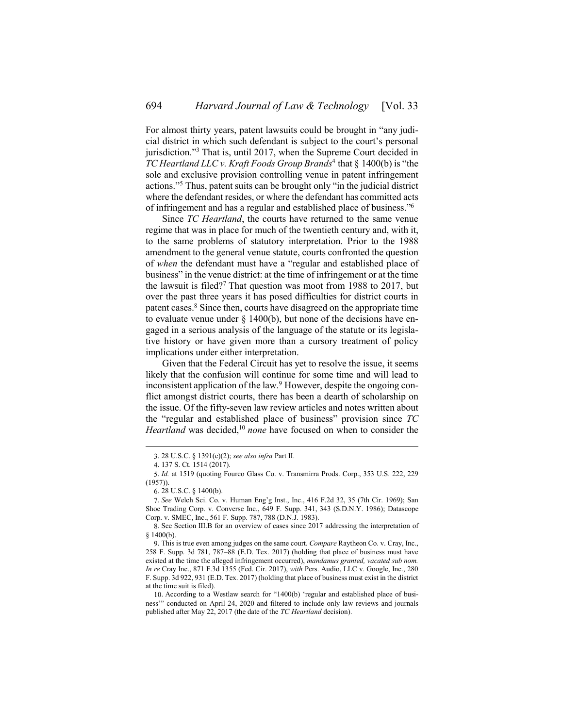For almost thirty years, patent lawsuits could be brought in "any judicial district in which such defendant is subject to the court's personal jurisdiction."[3] That is, until 2017, when the Supreme Court decided in *TC Heartland LLC v. Kraft Foods Group Brands*[4] that § 1400(b) is "the sole and exclusive provision controlling venue in patent infringement actions."[5] Thus, patent suits can be brought only "in the judicial district where the defendant resides, or where the defendant has committed acts of infringement and has a regular and established place of business."[6]

Since *TC Heartland*, the courts have returned to the same venue regime that was in place for much of the twentieth century and, with it, to the same problems of statutory interpretation. Prior to the 1988 amendment to the general venue statute, courts confronted the question of *when* the defendant must have a "regular and established place of business" in the venue district: at the time of infringement or at the time the lawsuit is filed?[7] That question was moot from 1988 to 2017, but over the past three years it has posed difficulties for district courts in patent cases.[8] Since then, courts have disagreed on the appropriate time to evaluate venue under § 1400(b), but none of the decisions have engaged in a serious analysis of the language of the statute or its legislative history or have given more than a cursory treatment of policy implications under either interpretation.

Given that the Federal Circuit has yet to resolve the issue, it seems likely that the confusion will continue for some time and will lead to inconsistent application of the law.[9] However, despite the ongoing conflict amongst district courts, there has been a dearth of scholarship on the issue. Of the fifty-seven law review articles and notes written about the "regular and established place of business" provision since *TC Heartland* was decided,[10] *none* have focused on when to consider the

---

3. 28 U.S.C. § 1391(c)(2); *see also infra* Part II.

4. 137 S. Ct. 1514 (2017).

5. *Id.* at 1519 (quoting Fourco Glass Co. v. Transmirra Prods. Corp., 353 U.S. 222, 229 (1957)).

6. 28 U.S.C. § 1400(b).

7. *See* Welch Sci. Co. v. Human Eng'g Inst., Inc., 416 F.2d 32, 35 (7th Cir. 1969); San Shoe Trading Corp. v. Converse Inc., 649 F. Supp. 341, 343 (S.D.N.Y. 1986); Datascope Corp. v. SMEC, Inc., 561 F. Supp. 787, 788 (D.N.J. 1983).

8. See Section III.B for an overview of cases since 2017 addressing the interpretation of § 1400(b).

9. This is true even among judges on the same court. *Compare* Raytheon Co. v. Cray, Inc., 258 F. Supp. 3d 781, 787–88 (E.D. Tex. 2017) (holding that place of business must have existed at the time the alleged infringement occurred), *mandamus granted, vacated sub nom. In re* Cray Inc., 871 F.3d 1355 (Fed. Cir. 2017), *with* Pers. Audio, LLC v. Google, Inc., 280 F. Supp. 3d 922, 931 (E.D. Tex. 2017) (holding that place of business must exist in the district at the time suit is filed).

10. According to a Westlaw search for "1400(b) 'regular and established place of business'" conducted on April 24, 2020 and filtered to include only law reviews and journals published after May 22, 2017 (the date of the *TC Heartland* decision).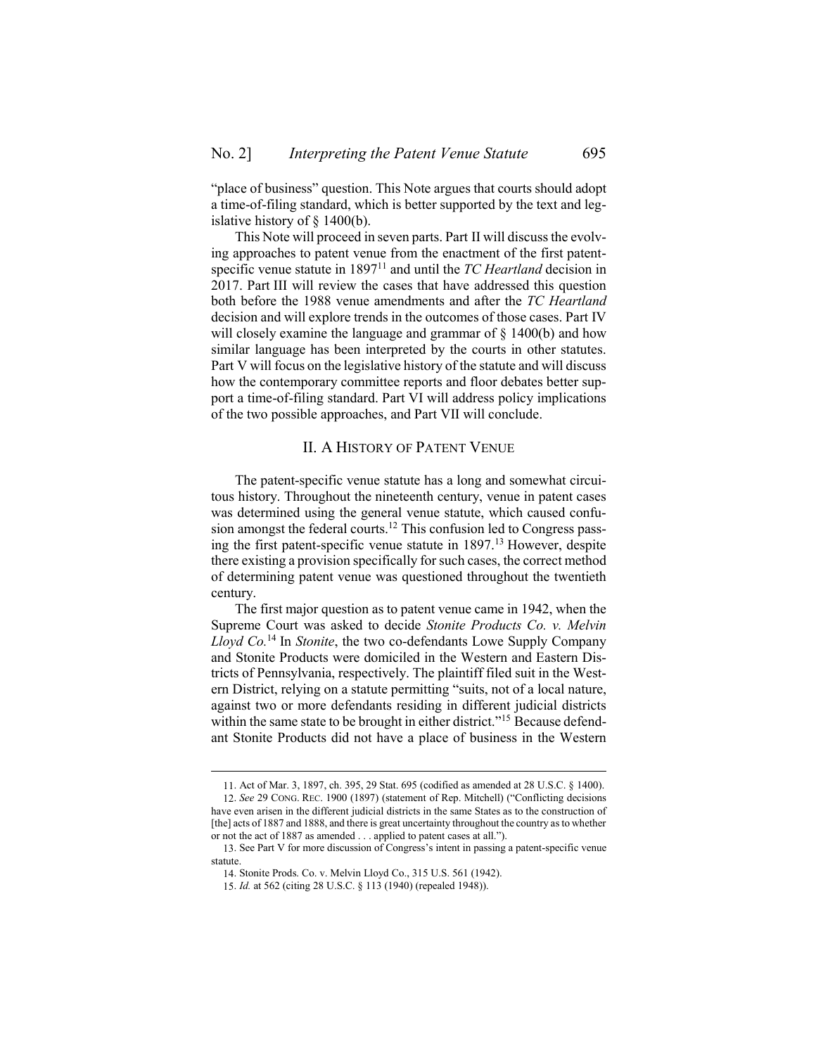"place of business" question. This Note argues that courts should adopt a time-of-filing standard, which is better supported by the text and legislative history of § 1400(b).

This Note will proceed in seven parts. Part II will discuss the evolving approaches to patent venue from the enactment of the first patent-specific venue statute in 1897[11] and until the *TC Heartland* decision in 2017. Part III will review the cases that have addressed this question both before the 1988 venue amendments and after the *TC Heartland* decision and will explore trends in the outcomes of those cases. Part IV will closely examine the language and grammar of § 1400(b) and how similar language has been interpreted by the courts in other statutes. Part V will focus on the legislative history of the statute and will discuss how the contemporary committee reports and floor debates better support a time-of-filing standard. Part VI will address policy implications of the two possible approaches, and Part VII will conclude.

## II. A History of Patent Venue

The patent-specific venue statute has a long and somewhat circuitous history. Throughout the nineteenth century, venue in patent cases was determined using the general venue statute, which caused confusion amongst the federal courts.[12] This confusion led to Congress passing the first patent-specific venue statute in 1897.[13] However, despite there existing a provision specifically for such cases, the correct method of determining patent venue was questioned throughout the twentieth century.

The first major question as to patent venue came in 1942, when the Supreme Court was asked to decide *Stonite Products Co. v. Melvin Lloyd Co.*[14] In *Stonite*, the two co-defendants Lowe Supply Company and Stonite Products were domiciled in the Western and Eastern Districts of Pennsylvania, respectively. The plaintiff filed suit in the Western District, relying on a statute permitting "suits, not of a local nature, against two or more defendants residing in different judicial districts within the same state to be brought in either district."[15] Because defendant Stonite Products did not have a place of business in the Western

---

11. Act of Mar. 3, 1897, ch. 395, 29 Stat. 695 (codified as amended at 28 U.S.C. § 1400).

12. *See* 29 CONG. REC. 1900 (1897) (statement of Rep. Mitchell) ("Conflicting decisions have even arisen in the different judicial districts in the same States as to the construction of [the] acts of 1887 and 1888, and there is great uncertainty throughout the country as to whether or not the act of 1887 as amended . . . applied to patent cases at all.").

13. See Part V for more discussion of Congress's intent in passing a patent-specific venue statute.

14. Stonite Prods. Co. v. Melvin Lloyd Co., 315 U.S. 561 (1942).

15. *Id.* at 562 (citing 28 U.S.C. § 113 (1940) (repealed 1948)).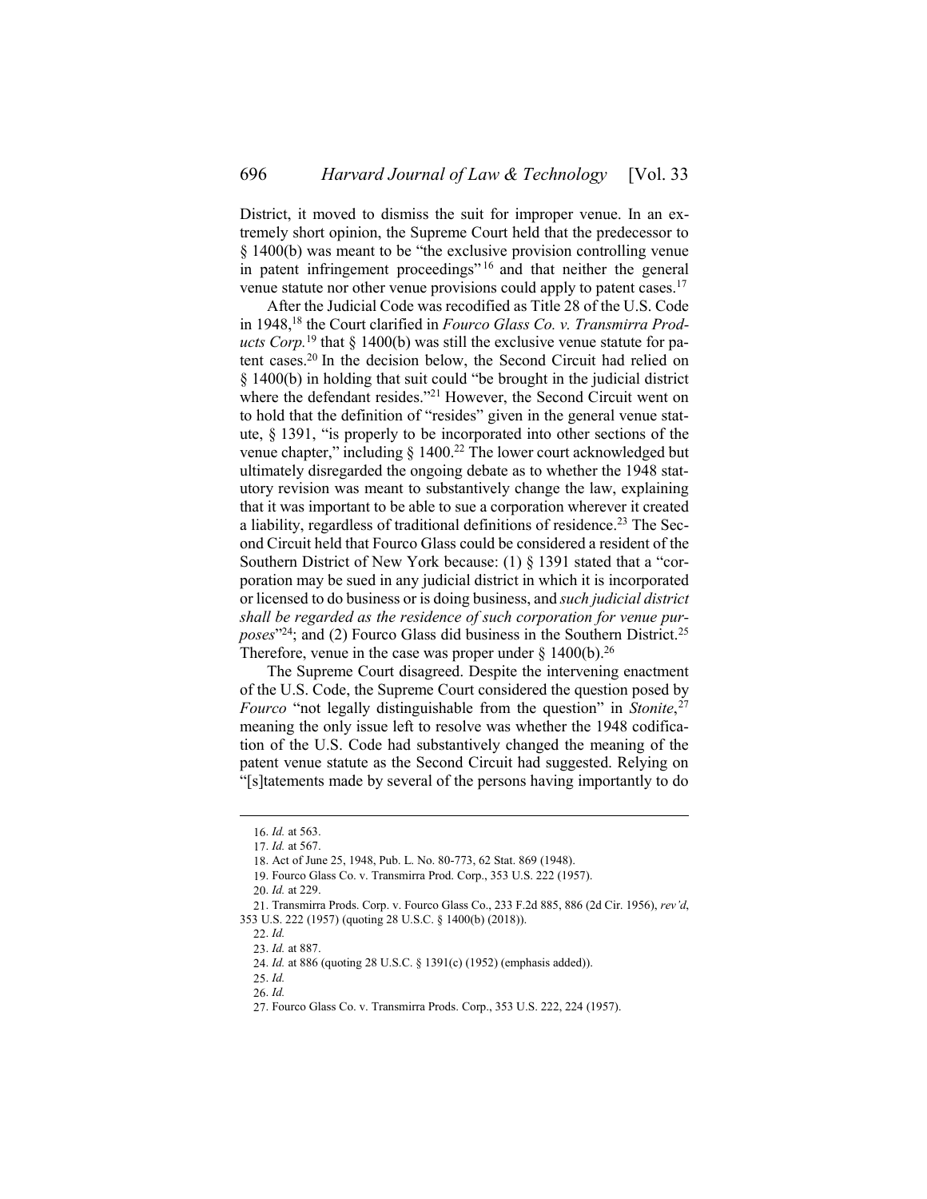District, it moved to dismiss the suit for improper venue. In an extremely short opinion, the Supreme Court held that the predecessor to § 1400(b) was meant to be "the exclusive provision controlling venue in patent infringement proceedings"[16] and that neither the general venue statute nor other venue provisions could apply to patent cases.[17]

After the Judicial Code was recodified as Title 28 of the U.S. Code in 1948,[18] the Court clarified in *Fourco Glass Co. v. Transmirra Products Corp.*[19] that § 1400(b) was still the exclusive venue statute for patent cases.[20] In the decision below, the Second Circuit had relied on § 1400(b) in holding that suit could "be brought in the judicial district where the defendant resides."[21] However, the Second Circuit went on to hold that the definition of "resides" given in the general venue statute, § 1391, "is properly to be incorporated into other sections of the venue chapter," including § 1400.[22] The lower court acknowledged but ultimately disregarded the ongoing debate as to whether the 1948 statutory revision was meant to substantively change the law, explaining that it was important to be able to sue a corporation wherever it created a liability, regardless of traditional definitions of residence.[23] The Second Circuit held that Fourco Glass could be considered a resident of the Southern District of New York because: (1) § 1391 stated that a "corporation may be sued in any judicial district in which it is incorporated or licensed to do business or is doing business, and *such judicial district shall be regarded as the residence of such corporation for venue purposes*"[24]; and (2) Fourco Glass did business in the Southern District.[25] Therefore, venue in the case was proper under § 1400(b).[26]

The Supreme Court disagreed. Despite the intervening enactment of the U.S. Code, the Supreme Court considered the question posed by *Fourco* "not legally distinguishable from the question" in *Stonite*,[27] meaning the only issue left to resolve was whether the 1948 codification of the U.S. Code had substantively changed the meaning of the patent venue statute as the Second Circuit had suggested. Relying on "[s]tatements made by several of the persons having importantly to do

---

16. *Id.* at 563.

17. *Id.* at 567.

18. Act of June 25, 1948, Pub. L. No. 80-773, 62 Stat. 869 (1948).

19. Fourco Glass Co. v. Transmirra Prod. Corp., 353 U.S. 222 (1957).

20. *Id.* at 229.

21. Transmirra Prods. Corp. v. Fourco Glass Co., 233 F.2d 885, 886 (2d Cir. 1956), *rev'd*, 353 U.S. 222 (1957) (quoting 28 U.S.C. § 1400(b) (2018)).

22. *Id.*

23. *Id.* at 887.

24. *Id.* at 886 (quoting 28 U.S.C. § 1391(c) (1952) (emphasis added)).

25. *Id.*

26. *Id.*

27. Fourco Glass Co. v. Transmirra Prods. Corp., 353 U.S. 222, 224 (1957).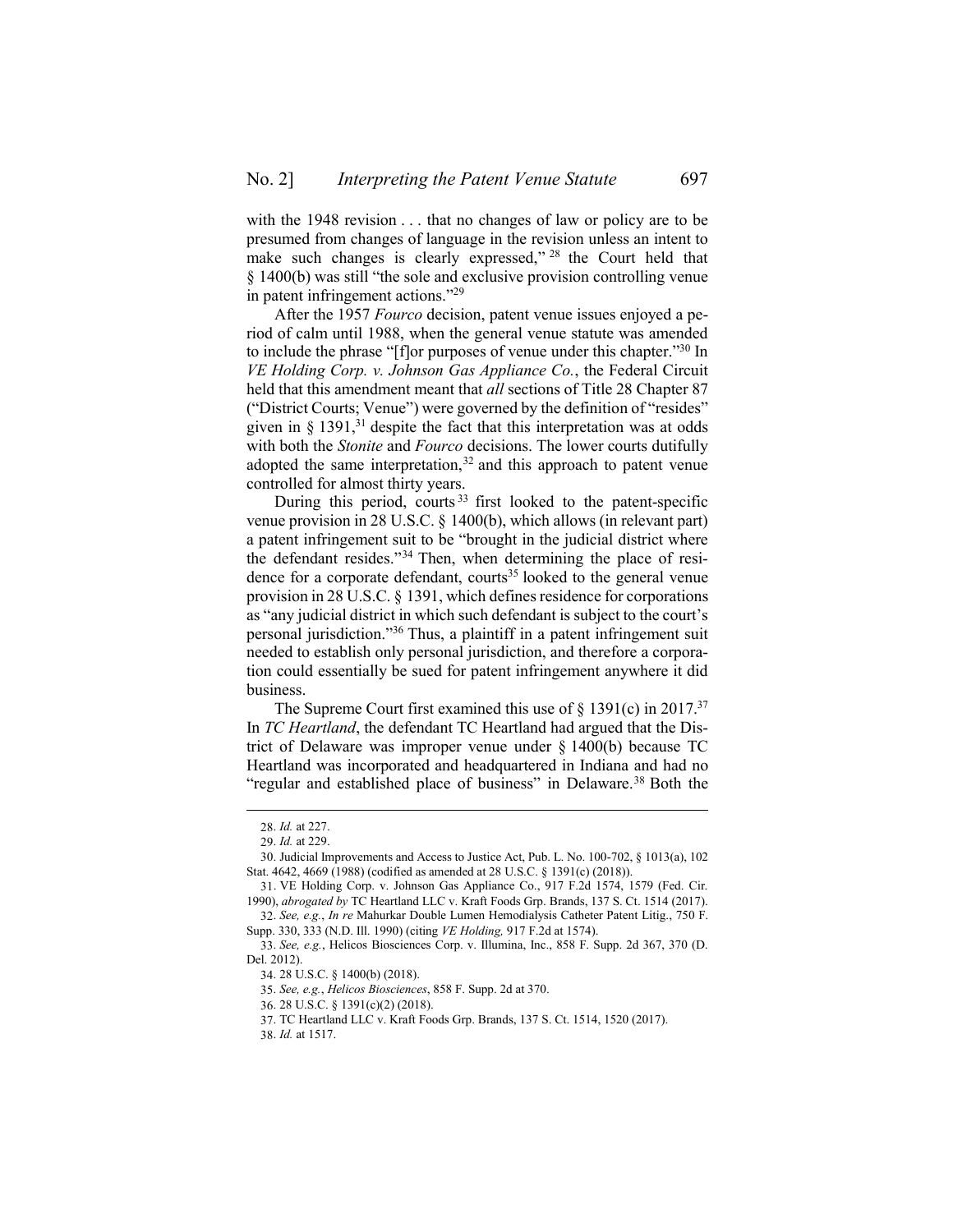with the 1948 revision . . . that no changes of law or policy are to be presumed from changes of language in the revision unless an intent to make such changes is clearly expressed,"[28] the Court held that § 1400(b) was still "the sole and exclusive provision controlling venue in patent infringement actions."[29]

After the 1957 *Fourco* decision, patent venue issues enjoyed a period of calm until 1988, when the general venue statute was amended to include the phrase "[f]or purposes of venue under this chapter."[30] In *VE Holding Corp. v. Johnson Gas Appliance Co.*, the Federal Circuit held that this amendment meant that *all* sections of Title 28 Chapter 87 ("District Courts; Venue") were governed by the definition of "resides" given in § 1391,[31] despite the fact that this interpretation was at odds with both the *Stonite* and *Fourco* decisions. The lower courts dutifully adopted the same interpretation,[32] and this approach to patent venue controlled for almost thirty years.

During this period, courts[33] first looked to the patent-specific venue provision in 28 U.S.C. § 1400(b), which allows (in relevant part) a patent infringement suit to be "brought in the judicial district where the defendant resides."[34] Then, when determining the place of residence for a corporate defendant, courts[35] looked to the general venue provision in 28 U.S.C. § 1391, which defines residence for corporations as "any judicial district in which such defendant is subject to the court's personal jurisdiction."[36] Thus, a plaintiff in a patent infringement suit needed to establish only personal jurisdiction, and therefore a corporation could essentially be sued for patent infringement anywhere it did business.

The Supreme Court first examined this use of § 1391(c) in 2017.[37] In *TC Heartland*, the defendant TC Heartland had argued that the District of Delaware was improper venue under § 1400(b) because TC Heartland was incorporated and headquartered in Indiana and had no "regular and established place of business" in Delaware.[38] Both the

---

28. *Id.* at 227.

29. *Id.* at 229.

30. Judicial Improvements and Access to Justice Act, Pub. L. No. 100-702, § 1013(a), 102 Stat. 4642, 4669 (1988) (codified as amended at 28 U.S.C. § 1391(c) (2018)).

31. VE Holding Corp. v. Johnson Gas Appliance Co., 917 F.2d 1574, 1579 (Fed. Cir. 1990), *abrogated by* TC Heartland LLC v. Kraft Foods Grp. Brands, 137 S. Ct. 1514 (2017).

32. *See, e.g.*, *In re* Mahurkar Double Lumen Hemodialysis Catheter Patent Litig., 750 F. Supp. 330, 333 (N.D. Ill. 1990) (citing *VE Holding,* 917 F.2d at 1574).

33. *See, e.g.*, Helicos Biosciences Corp. v. Illumina, Inc., 858 F. Supp. 2d 367, 370 (D. Del. 2012).

34. 28 U.S.C. § 1400(b) (2018).

35. *See, e.g.*, *Helicos Biosciences*, 858 F. Supp. 2d at 370.

36. 28 U.S.C. § 1391(c)(2) (2018).

37. TC Heartland LLC v. Kraft Foods Grp. Brands, 137 S. Ct. 1514, 1520 (2017).

38. *Id.* at 1517.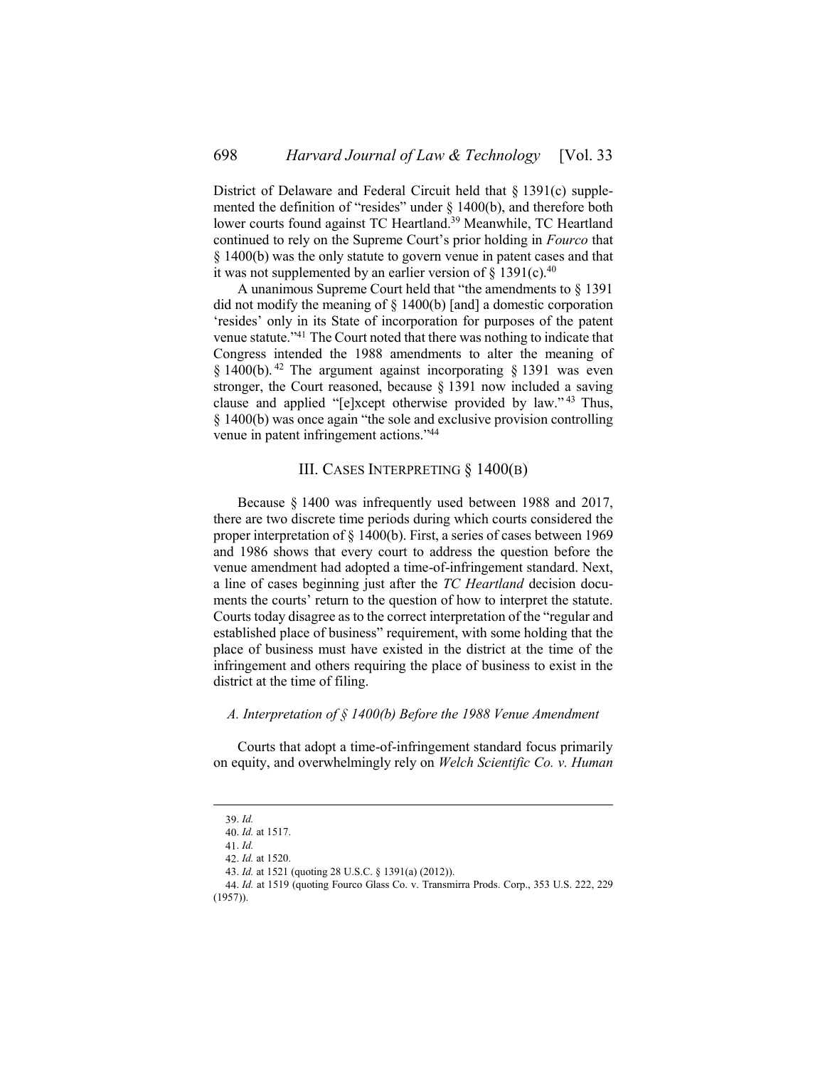District of Delaware and Federal Circuit held that § 1391(c) supplemented the definition of "resides" under § 1400(b), and therefore both lower courts found against TC Heartland.[39] Meanwhile, TC Heartland continued to rely on the Supreme Court's prior holding in *Fourco* that § 1400(b) was the only statute to govern venue in patent cases and that it was not supplemented by an earlier version of § 1391(c).[40]

A unanimous Supreme Court held that "the amendments to § 1391 did not modify the meaning of § 1400(b) [and] a domestic corporation 'resides' only in its State of incorporation for purposes of the patent venue statute."[41] The Court noted that there was nothing to indicate that Congress intended the 1988 amendments to alter the meaning of § 1400(b).[42] The argument against incorporating § 1391 was even stronger, the Court reasoned, because § 1391 now included a saving clause and applied "[e]xcept otherwise provided by law."[43] Thus, § 1400(b) was once again "the sole and exclusive provision controlling venue in patent infringement actions."[44]

## III. Cases Interpreting § 1400(b)

Because § 1400 was infrequently used between 1988 and 2017, there are two discrete time periods during which courts considered the proper interpretation of § 1400(b). First, a series of cases between 1969 and 1986 shows that every court to address the question before the venue amendment had adopted a time-of-infringement standard. Next, a line of cases beginning just after the *TC Heartland* decision documents the courts' return to the question of how to interpret the statute. Courts today disagree as to the correct interpretation of the "regular and established place of business" requirement, with some holding that the place of business must have existed in the district at the time of the infringement and others requiring the place of business to exist in the district at the time of filing.

### *A. Interpretation of § 1400(b) Before the 1988 Venue Amendment*

Courts that adopt a time-of-infringement standard focus primarily on equity, and overwhelmingly rely on *Welch Scientific Co. v. Human*

---

39. *Id.*

40. *Id.* at 1517.

41. *Id.*

42. *Id.* at 1520.

43. *Id.* at 1521 (quoting 28 U.S.C. § 1391(a) (2012)).

44. *Id.* at 1519 (quoting Fourco Glass Co. v. Transmirra Prods. Corp., 353 U.S. 222, 229 (1957)).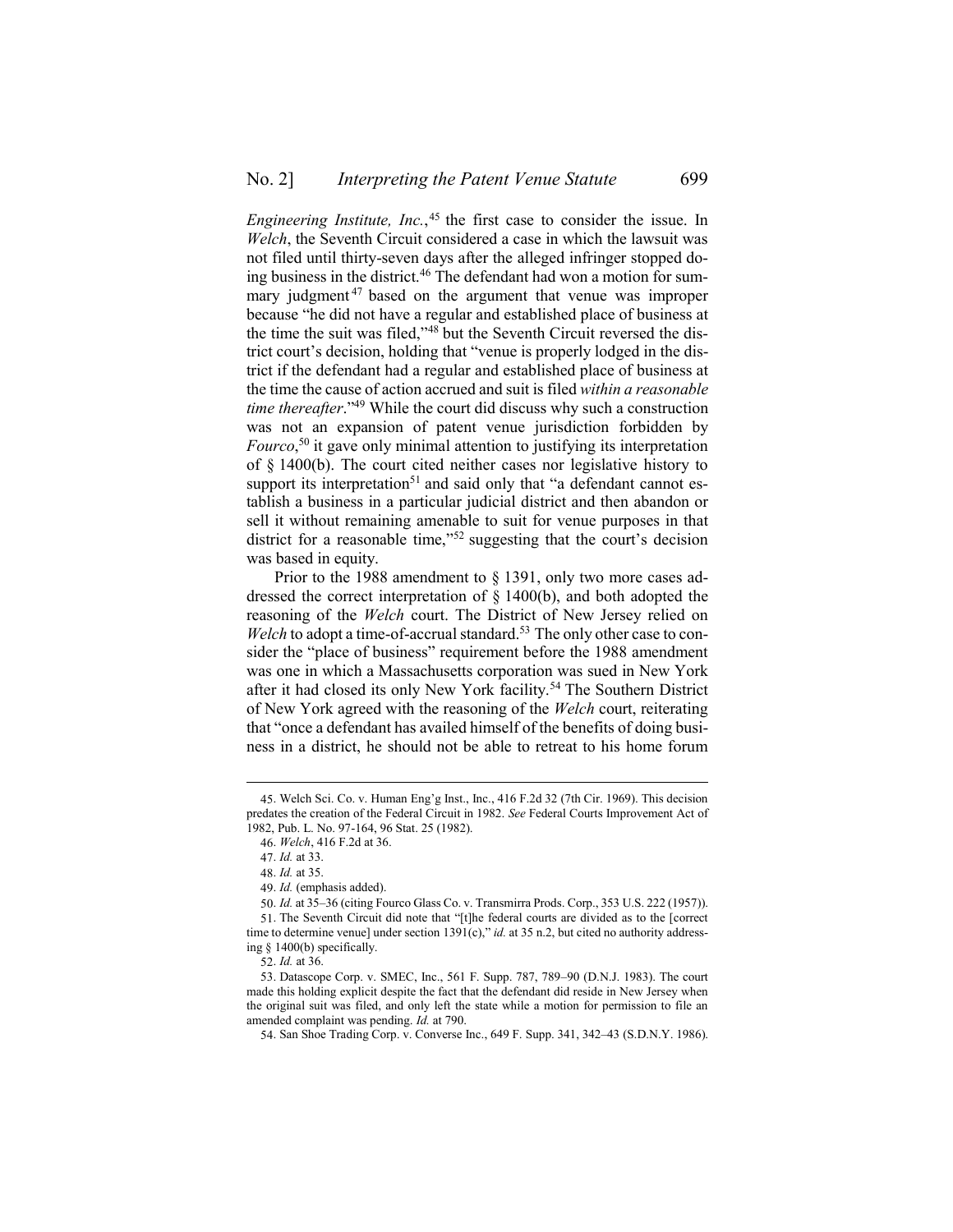*Engineering Institute, Inc.*,[45] the first case to consider the issue. In *Welch*, the Seventh Circuit considered a case in which the lawsuit was not filed until thirty-seven days after the alleged infringer stopped doing business in the district.[46] The defendant had won a motion for summary judgment[47] based on the argument that venue was improper because "he did not have a regular and established place of business at the time the suit was filed,"[48] but the Seventh Circuit reversed the district court's decision, holding that "venue is properly lodged in the district if the defendant had a regular and established place of business at the time the cause of action accrued and suit is filed *within a reasonable time thereafter*."[49] While the court did discuss why such a construction was not an expansion of patent venue jurisdiction forbidden by *Fourco*,[50] it gave only minimal attention to justifying its interpretation of § 1400(b). The court cited neither cases nor legislative history to support its interpretation[51] and said only that "a defendant cannot establish a business in a particular judicial district and then abandon or sell it without remaining amenable to suit for venue purposes in that district for a reasonable time,"[52] suggesting that the court's decision was based in equity.

Prior to the 1988 amendment to § 1391, only two more cases addressed the correct interpretation of § 1400(b), and both adopted the reasoning of the *Welch* court. The District of New Jersey relied on *Welch* to adopt a time-of-accrual standard.[53] The only other case to consider the "place of business" requirement before the 1988 amendment was one in which a Massachusetts corporation was sued in New York after it had closed its only New York facility.[54] The Southern District of New York agreed with the reasoning of the *Welch* court, reiterating that "once a defendant has availed himself of the benefits of doing business in a district, he should not be able to retreat to his home forum

---

45. Welch Sci. Co. v. Human Eng'g Inst., Inc., 416 F.2d 32 (7th Cir. 1969). This decision predates the creation of the Federal Circuit in 1982. *See* Federal Courts Improvement Act of 1982, Pub. L. No. 97-164, 96 Stat. 25 (1982).

46. *Welch*, 416 F.2d at 36.

47. *Id.* at 33.

48. *Id.* at 35.

49. *Id.* (emphasis added).

50. *Id.* at 35–36 (citing Fourco Glass Co. v. Transmirra Prods. Corp., 353 U.S. 222 (1957)).

51. The Seventh Circuit did note that "[t]he federal courts are divided as to the [correct time to determine venue] under section 1391(c)," *id.* at 35 n.2, but cited no authority addressing § 1400(b) specifically.

52. *Id.* at 36.

53. Datascope Corp. v. SMEC, Inc., 561 F. Supp. 787, 789–90 (D.N.J. 1983). The court made this holding explicit despite the fact that the defendant did reside in New Jersey when the original suit was filed, and only left the state while a motion for permission to file an amended complaint was pending. *Id.* at 790.

54. San Shoe Trading Corp. v. Converse Inc., 649 F. Supp. 341, 342–43 (S.D.N.Y. 1986).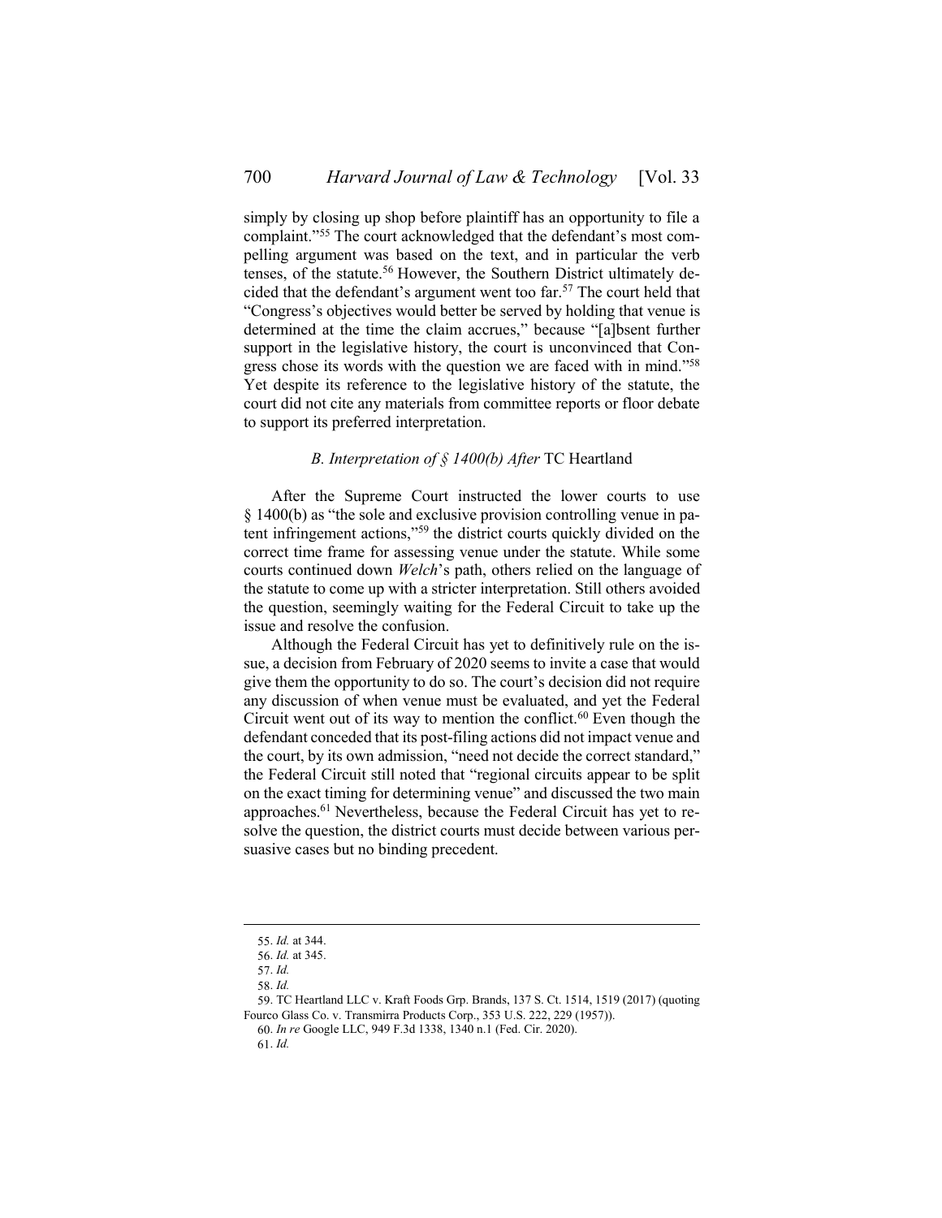simply by closing up shop before plaintiff has an opportunity to file a complaint."[55] The court acknowledged that the defendant's most compelling argument was based on the text, and in particular the verb tenses, of the statute.[56] However, the Southern District ultimately decided that the defendant's argument went too far.[57] The court held that "Congress's objectives would better be served by holding that venue is determined at the time the claim accrues," because "[a]bsent further support in the legislative history, the court is unconvinced that Congress chose its words with the question we are faced with in mind."[58] Yet despite its reference to the legislative history of the statute, the court did not cite any materials from committee reports or floor debate to support its preferred interpretation.

### *B. Interpretation of § 1400(b) After* TC Heartland

After the Supreme Court instructed the lower courts to use § 1400(b) as "the sole and exclusive provision controlling venue in patent infringement actions,"[59] the district courts quickly divided on the correct time frame for assessing venue under the statute. While some courts continued down *Welch*'s path, others relied on the language of the statute to come up with a stricter interpretation. Still others avoided the question, seemingly waiting for the Federal Circuit to take up the issue and resolve the confusion.

Although the Federal Circuit has yet to definitively rule on the issue, a decision from February of 2020 seems to invite a case that would give them the opportunity to do so. The court's decision did not require any discussion of when venue must be evaluated, and yet the Federal Circuit went out of its way to mention the conflict.[60] Even though the defendant conceded that its post-filing actions did not impact venue and the court, by its own admission, "need not decide the correct standard," the Federal Circuit still noted that "regional circuits appear to be split on the exact timing for determining venue" and discussed the two main approaches.[61] Nevertheless, because the Federal Circuit has yet to resolve the question, the district courts must decide between various persuasive cases but no binding precedent.

---

55. *Id.* at 344.

56. *Id.* at 345.

57. *Id.*

58. *Id.*

59. TC Heartland LLC v. Kraft Foods Grp. Brands, 137 S. Ct. 1514, 1519 (2017) (quoting Fourco Glass Co. v. Transmirra Products Corp., 353 U.S. 222, 229 (1957)).

60. *In re* Google LLC, 949 F.3d 1338, 1340 n.1 (Fed. Cir. 2020).

61. *Id.*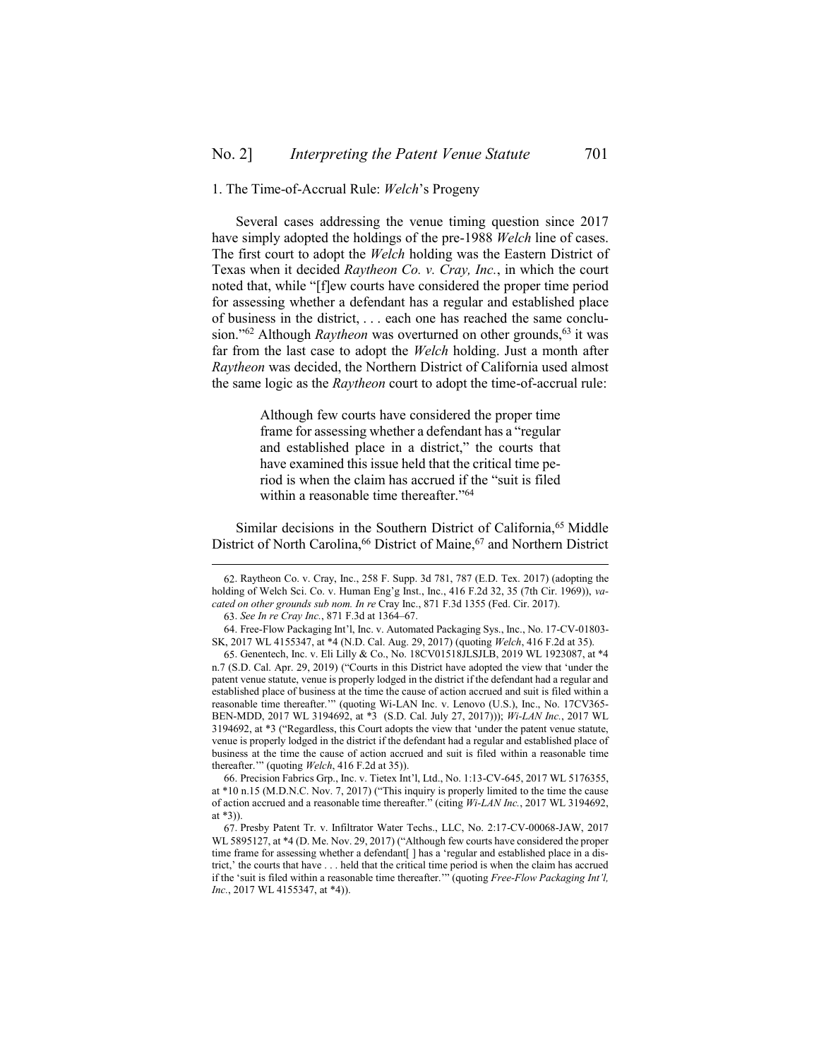### 1. The Time-of-Accrual Rule: *Welch*'s Progeny

Several cases addressing the venue timing question since 2017 have simply adopted the holdings of the pre-1988 *Welch* line of cases. The first court to adopt the *Welch* holding was the Eastern District of Texas when it decided *Raytheon Co. v. Cray, Inc.*, in which the court noted that, while "[f]ew courts have considered the proper time period for assessing whether a defendant has a regular and established place of business in the district, . . . each one has reached the same conclusion."[62] Although *Raytheon* was overturned on other grounds,[63] it was far from the last case to adopt the *Welch* holding. Just a month after *Raytheon* was decided, the Northern District of California used almost the same logic as the *Raytheon* court to adopt the time-of-accrual rule:

> Although few courts have considered the proper time frame for assessing whether a defendant has a "regular and established place in a district," the courts that have examined this issue held that the critical time period is when the claim has accrued if the "suit is filed within a reasonable time thereafter."[64]

Similar decisions in the Southern District of California,[65] Middle District of North Carolina,[66] District of Maine,[67] and Northern District

---

62. Raytheon Co. v. Cray, Inc., 258 F. Supp. 3d 781, 787 (E.D. Tex. 2017) (adopting the holding of Welch Sci. Co. v. Human Eng'g Inst., Inc., 416 F.2d 32, 35 (7th Cir. 1969)), *vacated on other grounds sub nom. In re* Cray Inc., 871 F.3d 1355 (Fed. Cir. 2017).

63. *See In re Cray Inc.*, 871 F.3d at 1364–67.

64. Free-Flow Packaging Int'l, Inc. v. Automated Packaging Sys., Inc., No. 17-CV-01803-SK, 2017 WL 4155347, at *4 (N.D. Cal. Aug. 29, 2017) (quoting *Welch*, 416 F.2d at 35).

65. Genentech, Inc. v. Eli Lilly & Co., No. 18CV01518JLSJLB, 2019 WL 1923087, at *4 n.7 (S.D. Cal. Apr. 29, 2019) ("Courts in this District have adopted the view that 'under the patent venue statute, venue is properly lodged in the district if the defendant had a regular and established place of business at the time the cause of action accrued and suit is filed within a reasonable time thereafter.'" (quoting Wi-LAN Inc. v. Lenovo (U.S.), Inc., No. 17CV365-BEN-MDD, 2017 WL 3194692, at *3 (S.D. Cal. July 27, 2017))); *Wi-LAN Inc.*, 2017 WL 3194692, at *3 ("Regardless, this Court adopts the view that 'under the patent venue statute, venue is properly lodged in the district if the defendant had a regular and established place of business at the time the cause of action accrued and suit is filed within a reasonable time thereafter.'" (quoting *Welch*, 416 F.2d at 35)).

66. Precision Fabrics Grp., Inc. v. Tietex Int'l, Ltd., No. 1:13-CV-645, 2017 WL 5176355, at *10 n.15 (M.D.N.C. Nov. 7, 2017) ("This inquiry is properly limited to the time the cause of action accrued and a reasonable time thereafter." (citing *Wi-LAN Inc.*, 2017 WL 3194692, at *3)).

67. Presby Patent Tr. v. Infiltrator Water Techs., LLC, No. 2:17-CV-00068-JAW, 2017 WL 5895127, at *4 (D. Me. Nov. 29, 2017) ("Although few courts have considered the proper time frame for assessing whether a defendant[ ] has a 'regular and established place in a district,' the courts that have . . . held that the critical time period is when the claim has accrued if the 'suit is filed within a reasonable time thereafter.'" (quoting *Free-Flow Packaging Int'l, Inc.*, 2017 WL 4155347, at *4)).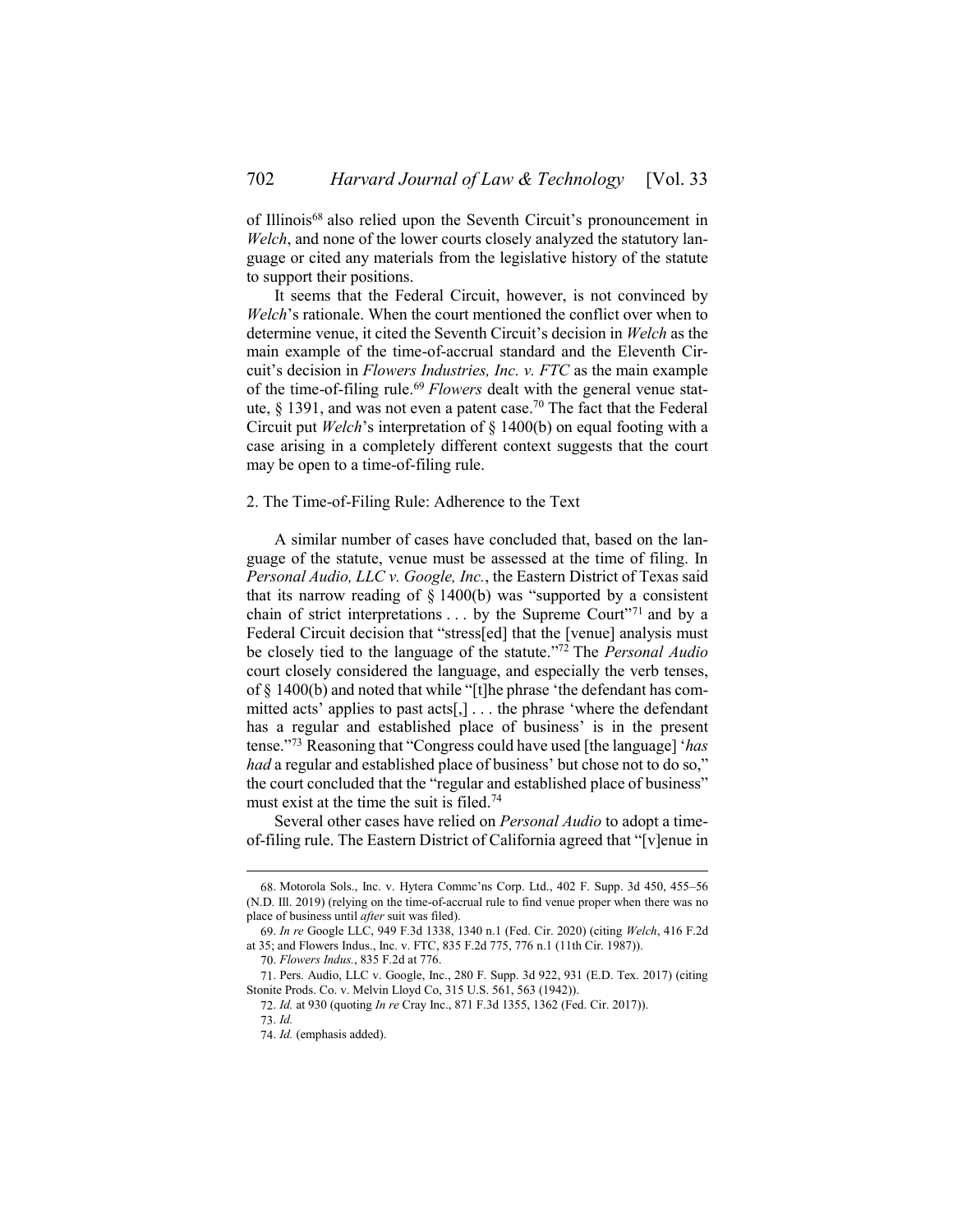of Illinois[68] also relied upon the Seventh Circuit's pronouncement in *Welch*, and none of the lower courts closely analyzed the statutory language or cited any materials from the legislative history of the statute to support their positions.

It seems that the Federal Circuit, however, is not convinced by *Welch*'s rationale. When the court mentioned the conflict over when to determine venue, it cited the Seventh Circuit's decision in *Welch* as the main example of the time-of-accrual standard and the Eleventh Circuit's decision in *Flowers Industries, Inc. v. FTC* as the main example of the time-of-filing rule.[69] *Flowers* dealt with the general venue statute, § 1391, and was not even a patent case.[70] The fact that the Federal Circuit put *Welch*'s interpretation of § 1400(b) on equal footing with a case arising in a completely different context suggests that the court may be open to a time-of-filing rule.

### 2. The Time-of-Filing Rule: Adherence to the Text

A similar number of cases have concluded that, based on the language of the statute, venue must be assessed at the time of filing. In *Personal Audio, LLC v. Google, Inc.*, the Eastern District of Texas said that its narrow reading of § 1400(b) was "supported by a consistent chain of strict interpretations . . . by the Supreme Court"[71] and by a Federal Circuit decision that "stress[ed] that the [venue] analysis must be closely tied to the language of the statute."[72] The *Personal Audio* court closely considered the language, and especially the verb tenses, of § 1400(b) and noted that while "[t]he phrase 'the defendant has committed acts' applies to past acts[,] . . . the phrase 'where the defendant has a regular and established place of business' is in the present tense."[73] Reasoning that "Congress could have used [the language] '*has had* a regular and established place of business' but chose not to do so," the court concluded that the "regular and established place of business" must exist at the time the suit is filed.[74]

Several other cases have relied on *Personal Audio* to adopt a time-of-filing rule. The Eastern District of California agreed that "[v]enue in

---

68. Motorola Sols., Inc. v. Hytera Commc'ns Corp. Ltd., 402 F. Supp. 3d 450, 455–56 (N.D. Ill. 2019) (relying on the time-of-accrual rule to find venue proper when there was no place of business until *after* suit was filed).

69. *In re* Google LLC, 949 F.3d 1338, 1340 n.1 (Fed. Cir. 2020) (citing *Welch*, 416 F.2d at 35; and Flowers Indus., Inc. v. FTC, 835 F.2d 775, 776 n.1 (11th Cir. 1987)).

70. *Flowers Indus.*, 835 F.2d at 776.

71. Pers. Audio, LLC v. Google, Inc., 280 F. Supp. 3d 922, 931 (E.D. Tex. 2017) (citing Stonite Prods. Co. v. Melvin Lloyd Co, 315 U.S. 561, 563 (1942)).

72. *Id.* at 930 (quoting *In re* Cray Inc., 871 F.3d 1355, 1362 (Fed. Cir. 2017)).

73. *Id.*

74. *Id.* (emphasis added).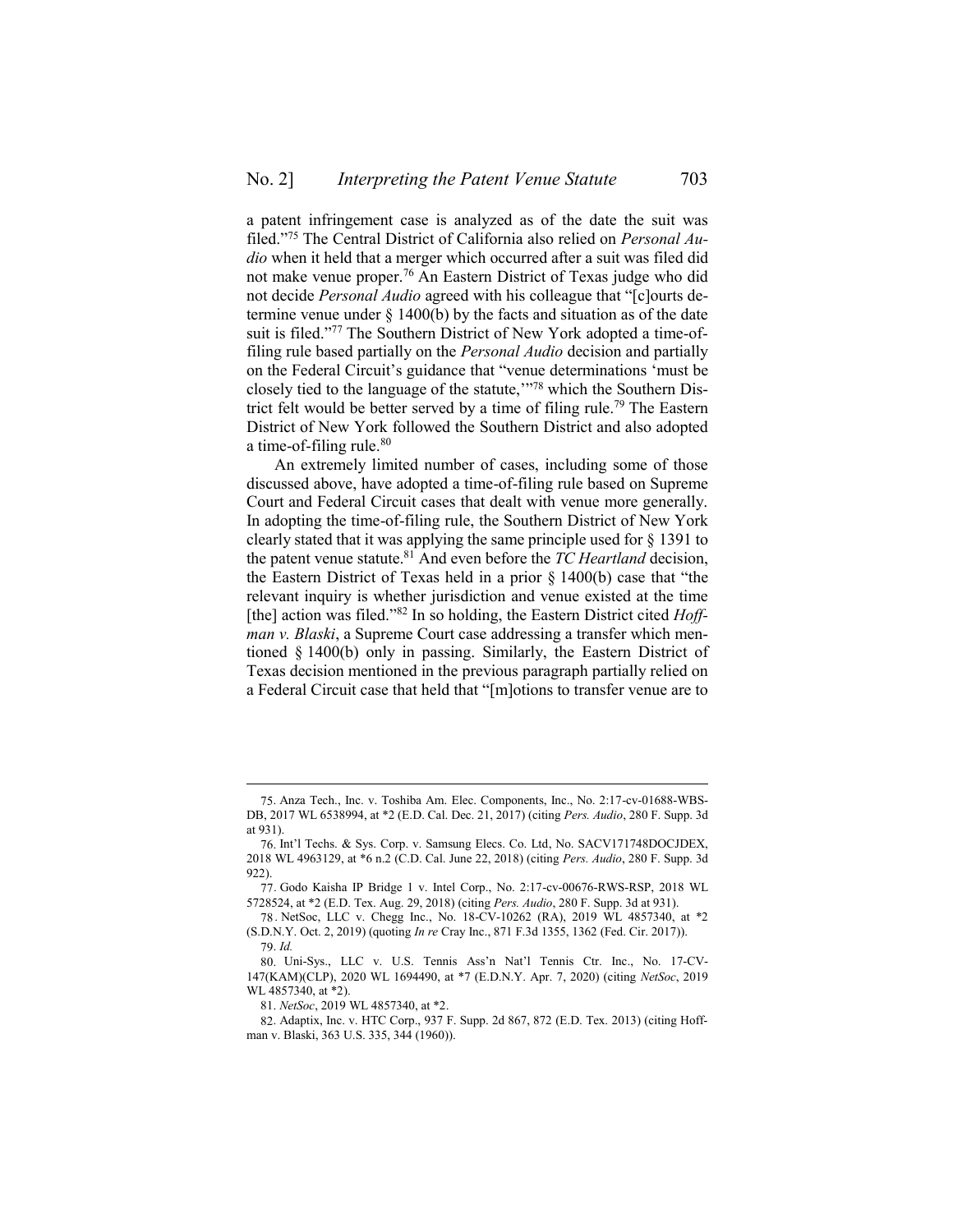a patent infringement case is analyzed as of the date the suit was filed."[75] The Central District of California also relied on *Personal Audio* when it held that a merger which occurred after a suit was filed did not make venue proper.[76] An Eastern District of Texas judge who did not decide *Personal Audio* agreed with his colleague that "[c]ourts determine venue under § 1400(b) by the facts and situation as of the date suit is filed."[77] The Southern District of New York adopted a time-of-filing rule based partially on the *Personal Audio* decision and partially on the Federal Circuit's guidance that "venue determinations 'must be closely tied to the language of the statute,'"[78] which the Southern District felt would be better served by a time of filing rule.[79] The Eastern District of New York followed the Southern District and also adopted a time-of-filing rule.[80]

An extremely limited number of cases, including some of those discussed above, have adopted a time-of-filing rule based on Supreme Court and Federal Circuit cases that dealt with venue more generally. In adopting the time-of-filing rule, the Southern District of New York clearly stated that it was applying the same principle used for § 1391 to the patent venue statute.[81] And even before the *TC Heartland* decision, the Eastern District of Texas held in a prior § 1400(b) case that "the relevant inquiry is whether jurisdiction and venue existed at the time [the] action was filed."[82] In so holding, the Eastern District cited *Hoffman v. Blaski*, a Supreme Court case addressing a transfer which mentioned § 1400(b) only in passing. Similarly, the Eastern District of Texas decision mentioned in the previous paragraph partially relied on a Federal Circuit case that held that "[m]otions to transfer venue are to

---

75. Anza Tech., Inc. v. Toshiba Am. Elec. Components, Inc., No. 2:17-cv-01688-WBS-DB, 2017 WL 6538994, at *2 (E.D. Cal. Dec. 21, 2017) (citing *Pers. Audio*, 280 F. Supp. 3d at 931).

76. Int'l Techs. & Sys. Corp. v. Samsung Elecs. Co. Ltd, No. SACV171748DOCJDEX, 2018 WL 4963129, at *6 n.2 (C.D. Cal. June 22, 2018) (citing *Pers. Audio*, 280 F. Supp. 3d 922).

77. Godo Kaisha IP Bridge 1 v. Intel Corp., No. 2:17-cv-00676-RWS-RSP, 2018 WL 5728524, at *2 (E.D. Tex. Aug. 29, 2018) (citing *Pers. Audio*, 280 F. Supp. 3d at 931).

78. NetSoc, LLC v. Chegg Inc., No. 18-CV-10262 (RA), 2019 WL 4857340, at *2 (S.D.N.Y. Oct. 2, 2019) (quoting *In re* Cray Inc., 871 F.3d 1355, 1362 (Fed. Cir. 2017)).

79. *Id.*

80. Uni-Sys., LLC v. U.S. Tennis Ass'n Nat'l Tennis Ctr. Inc., No. 17-CV-147(KAM)(CLP), 2020 WL 1694490, at *7 (E.D.N.Y. Apr. 7, 2020) (citing *NetSoc*, 2019 WL 4857340, at *2).

81. *NetSoc*, 2019 WL 4857340, at *2.

82. Adaptix, Inc. v. HTC Corp., 937 F. Supp. 2d 867, 872 (E.D. Tex. 2013) (citing Hoffman v. Blaski, 363 U.S. 335, 344 (1960)).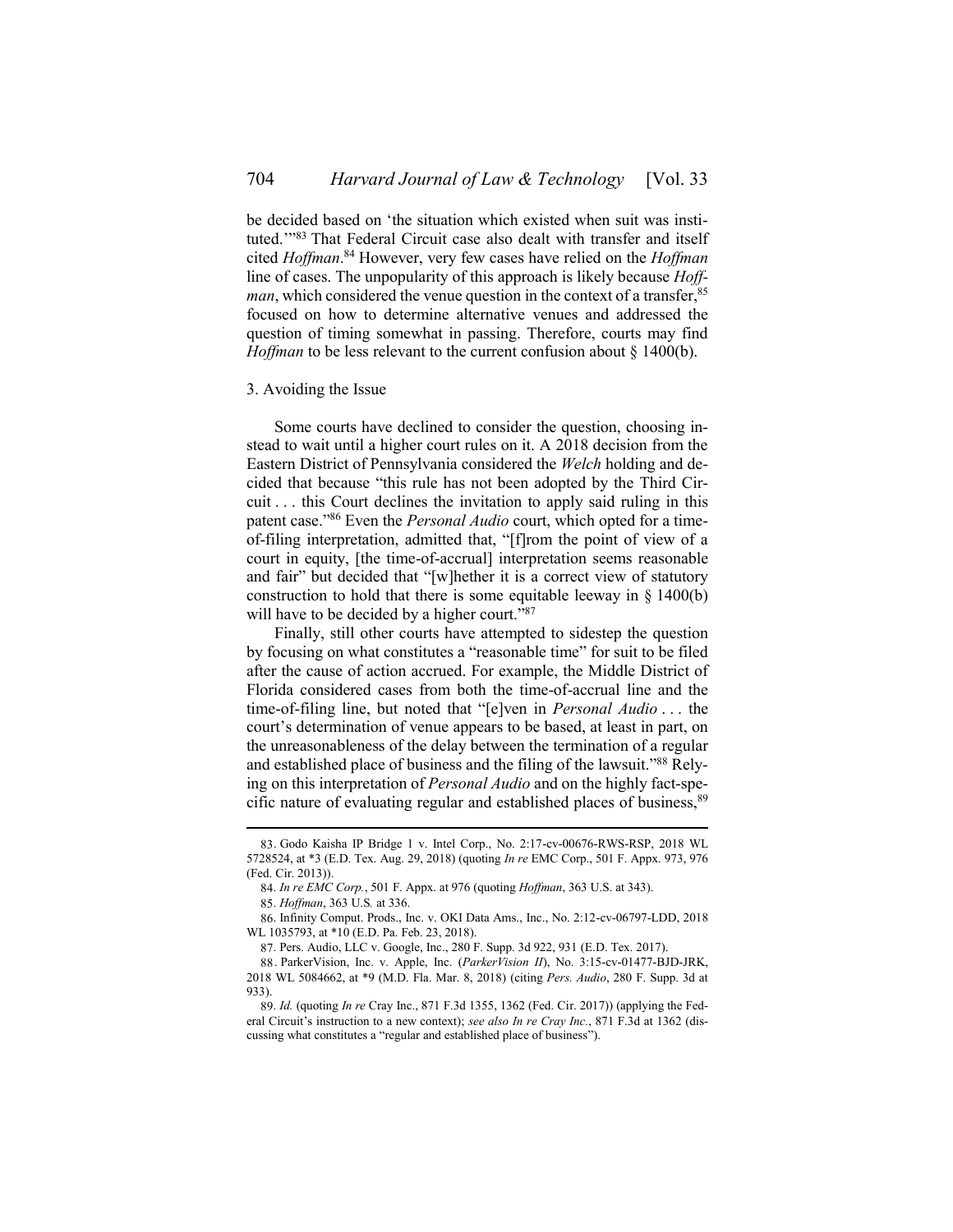be decided based on 'the situation which existed when suit was instituted.'"[83] That Federal Circuit case also dealt with transfer and itself cited *Hoffman*.[84] However, very few cases have relied on the *Hoffman* line of cases. The unpopularity of this approach is likely because *Hoffman*, which considered the venue question in the context of a transfer,[85] focused on how to determine alternative venues and addressed the question of timing somewhat in passing. Therefore, courts may find *Hoffman* to be less relevant to the current confusion about § 1400(b).

### 3. Avoiding the Issue

Some courts have declined to consider the question, choosing instead to wait until a higher court rules on it. A 2018 decision from the Eastern District of Pennsylvania considered the *Welch* holding and decided that because "this rule has not been adopted by the Third Circuit . . . this Court declines the invitation to apply said ruling in this patent case."[86] Even the *Personal Audio* court, which opted for a time-of-filing interpretation, admitted that, "[f]rom the point of view of a court in equity, [the time-of-accrual] interpretation seems reasonable and fair" but decided that "[w]hether it is a correct view of statutory construction to hold that there is some equitable leeway in § 1400(b) will have to be decided by a higher court."[87]

Finally, still other courts have attempted to sidestep the question by focusing on what constitutes a "reasonable time" for suit to be filed after the cause of action accrued. For example, the Middle District of Florida considered cases from both the time-of-accrual line and the time-of-filing line, but noted that "[e]ven in *Personal Audio* . . . the court's determination of venue appears to be based, at least in part, on the unreasonableness of the delay between the termination of a regular and established place of business and the filing of the lawsuit."[88] Relying on this interpretation of *Personal Audio* and on the highly fact-specific nature of evaluating regular and established places of business,[89]

---

83. Godo Kaisha IP Bridge 1 v. Intel Corp., No. 2:17-cv-00676-RWS-RSP, 2018 WL 5728524, at *3 (E.D. Tex. Aug. 29, 2018) (quoting *In re* EMC Corp., 501 F. Appx. 973, 976 (Fed. Cir. 2013)).

84. *In re EMC Corp.*, 501 F. Appx. at 976 (quoting *Hoffman*, 363 U.S. at 343).

85. *Hoffman*, 363 U.S. at 336.

86. Infinity Comput. Prods., Inc. v. OKI Data Ams., Inc., No. 2:12-cv-06797-LDD, 2018 WL 1035793, at *10 (E.D. Pa. Feb. 23, 2018).

87. Pers. Audio, LLC v. Google, Inc., 280 F. Supp. 3d 922, 931 (E.D. Tex. 2017).

88. ParkerVision, Inc. v. Apple, Inc. (*ParkerVision II*), No. 3:15-cv-01477-BJD-JRK, 2018 WL 5084662, at *9 (M.D. Fla. Mar. 8, 2018) (citing *Pers. Audio*, 280 F. Supp. 3d at 933).

89. *Id.* (quoting *In re* Cray Inc., 871 F.3d 1355, 1362 (Fed. Cir. 2017)) (applying the Federal Circuit's instruction to a new context); *see also In re Cray Inc.*, 871 F.3d at 1362 (discussing what constitutes a "regular and established place of business").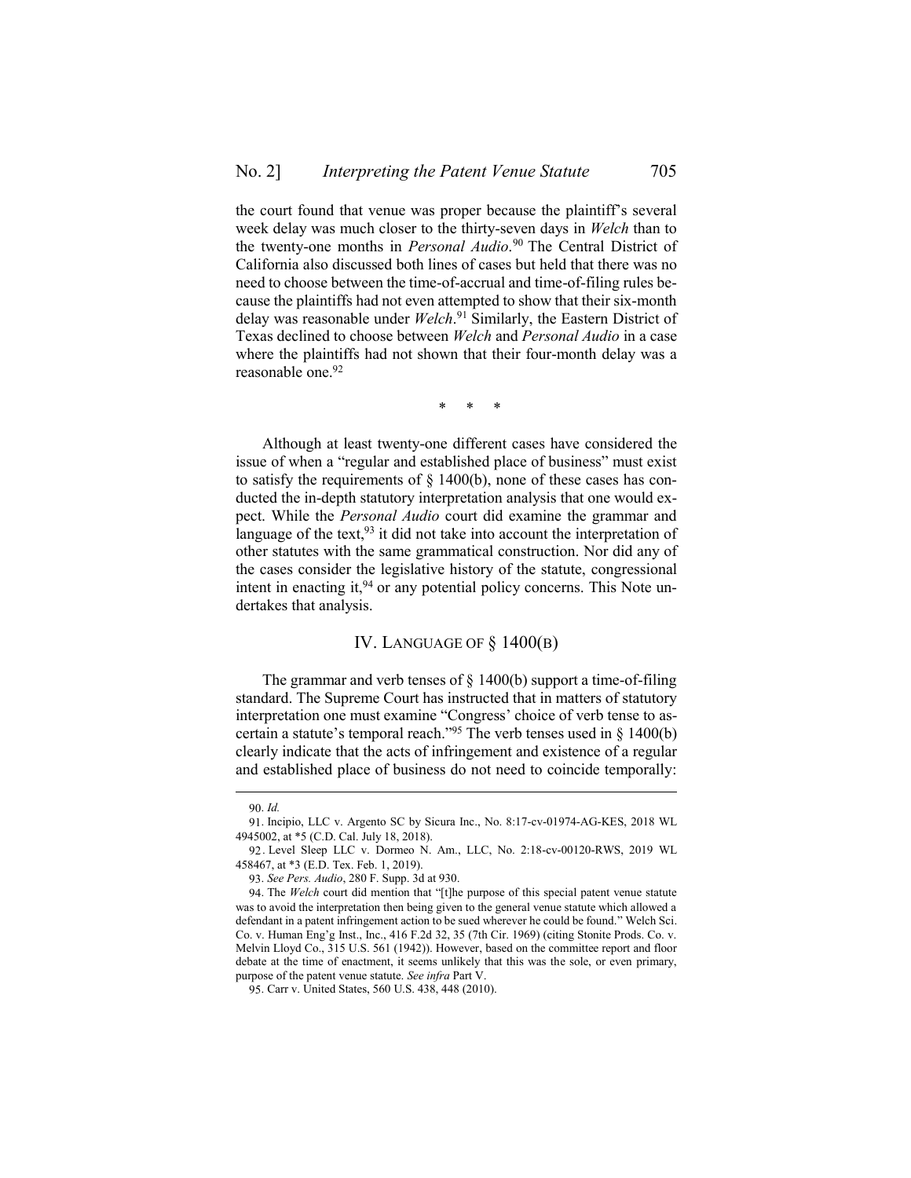the court found that venue was proper because the plaintiff's several week delay was much closer to the thirty-seven days in *Welch* than to the twenty-one months in *Personal Audio*.[90] The Central District of California also discussed both lines of cases but held that there was no need to choose between the time-of-accrual and time-of-filing rules because the plaintiffs had not even attempted to show that their six-month delay was reasonable under *Welch*.[91] Similarly, the Eastern District of Texas declined to choose between *Welch* and *Personal Audio* in a case where the plaintiffs had not shown that their four-month delay was a reasonable one.[92]

\* \* \*

Although at least twenty-one different cases have considered the issue of when a "regular and established place of business" must exist to satisfy the requirements of § 1400(b), none of these cases has conducted the in-depth statutory interpretation analysis that one would expect. While the *Personal Audio* court did examine the grammar and language of the text,[93] it did not take into account the interpretation of other statutes with the same grammatical construction. Nor did any of the cases consider the legislative history of the statute, congressional intent in enacting it,[94] or any potential policy concerns. This Note undertakes that analysis.

## IV. LANGUAGE OF § 1400(B)

The grammar and verb tenses of § 1400(b) support a time-of-filing standard. The Supreme Court has instructed that in matters of statutory interpretation one must examine "Congress' choice of verb tense to ascertain a statute's temporal reach."[95] The verb tenses used in § 1400(b) clearly indicate that the acts of infringement and existence of a regular and established place of business do not need to coincide temporally:

---

90. *Id.*

91. Incipio, LLC v. Argento SC by Sicura Inc., No. 8:17-cv-01974-AG-KES, 2018 WL 4945002, at \*5 (C.D. Cal. July 18, 2018).

92. Level Sleep LLC v. Dormeo N. Am., LLC, No. 2:18-cv-00120-RWS, 2019 WL 458467, at \*3 (E.D. Tex. Feb. 1, 2019).

93. *See Pers. Audio*, 280 F. Supp. 3d at 930.

94. The *Welch* court did mention that "[t]he purpose of this special patent venue statute was to avoid the interpretation then being given to the general venue statute which allowed a defendant in a patent infringement action to be sued wherever he could be found." Welch Sci. Co. v. Human Eng'g Inst., Inc., 416 F.2d 32, 35 (7th Cir. 1969) (citing Stonite Prods. Co. v. Melvin Lloyd Co., 315 U.S. 561 (1942)). However, based on the committee report and floor debate at the time of enactment, it seems unlikely that this was the sole, or even primary, purpose of the patent venue statute. *See infra* Part V.

95. Carr v. United States, 560 U.S. 438, 448 (2010).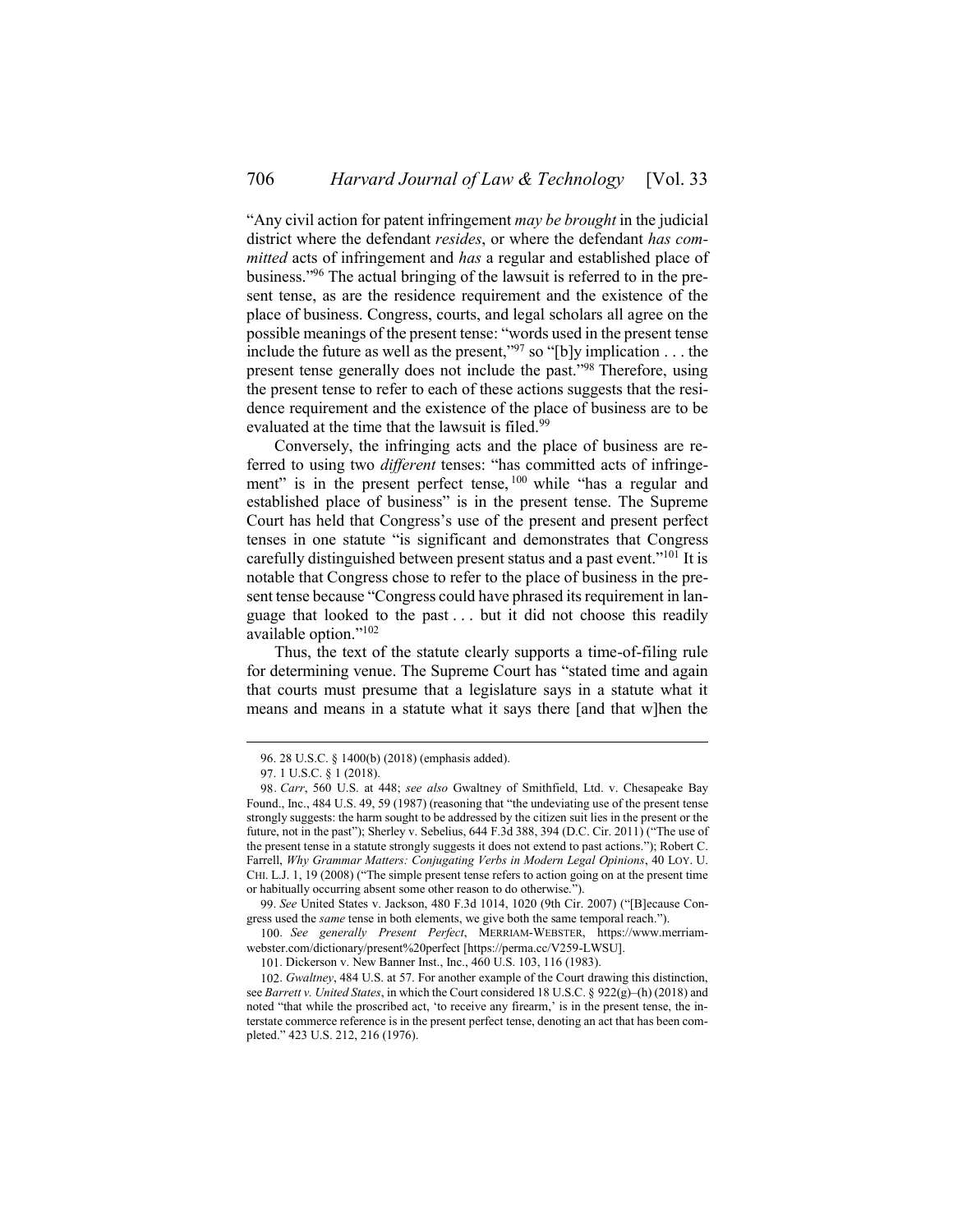"Any civil action for patent infringement *may be brought* in the judicial district where the defendant *resides*, or where the defendant *has committed* acts of infringement and *has* a regular and established place of business."[96] The actual bringing of the lawsuit is referred to in the present tense, as are the residence requirement and the existence of the place of business. Congress, courts, and legal scholars all agree on the possible meanings of the present tense: "words used in the present tense include the future as well as the present,"[97] so "[b]y implication . . . the present tense generally does not include the past."[98] Therefore, using the present tense to refer to each of these actions suggests that the residence requirement and the existence of the place of business are to be evaluated at the time that the lawsuit is filed.[99]

Conversely, the infringing acts and the place of business are referred to using two *different* tenses: "has committed acts of infringement" is in the present perfect tense,[100] while "has a regular and established place of business" is in the present tense. The Supreme Court has held that Congress's use of the present and present perfect tenses in one statute "is significant and demonstrates that Congress carefully distinguished between present status and a past event."[101] It is notable that Congress chose to refer to the place of business in the present tense because "Congress could have phrased its requirement in language that looked to the past . . . but it did not choose this readily available option."[102]

Thus, the text of the statute clearly supports a time-of-filing rule for determining venue. The Supreme Court has "stated time and again that courts must presume that a legislature says in a statute what it means and means in a statute what it says there [and that w]hen the

---

96. 28 U.S.C. § 1400(b) (2018) (emphasis added).

97. 1 U.S.C. § 1 (2018).

98. *Carr*, 560 U.S. at 448; *see also* Gwaltney of Smithfield, Ltd. v. Chesapeake Bay Found., Inc., 484 U.S. 49, 59 (1987) (reasoning that "the undeviating use of the present tense strongly suggests: the harm sought to be addressed by the citizen suit lies in the present or the future, not in the past"); Sherley v. Sebelius, 644 F.3d 388, 394 (D.C. Cir. 2011) ("The use of the present tense in a statute strongly suggests it does not extend to past actions."); Robert C. Farrell, *Why Grammar Matters: Conjugating Verbs in Modern Legal Opinions*, 40 LOY. U. CHI. L.J. 1, 19 (2008) ("The simple present tense refers to action going on at the present time or habitually occurring absent some other reason to do otherwise.").

99. *See* United States v. Jackson, 480 F.3d 1014, 1020 (9th Cir. 2007) ("[B]ecause Congress used the *same* tense in both elements, we give both the same temporal reach.").

100. *See generally Present Perfect*, MERRIAM-WEBSTER, https://www.merriam-webster.com/dictionary/present%20perfect [https://perma.cc/V259-LWSU].

101. Dickerson v. New Banner Inst., Inc., 460 U.S. 103, 116 (1983).

102. *Gwaltney*, 484 U.S. at 57. For another example of the Court drawing this distinction, see *Barrett v. United States*, in which the Court considered 18 U.S.C. § 922(g)–(h) (2018) and noted "that while the proscribed act, 'to receive any firearm,' is in the present tense, the interstate commerce reference is in the present perfect tense, denoting an act that has been completed." 423 U.S. 212, 216 (1976).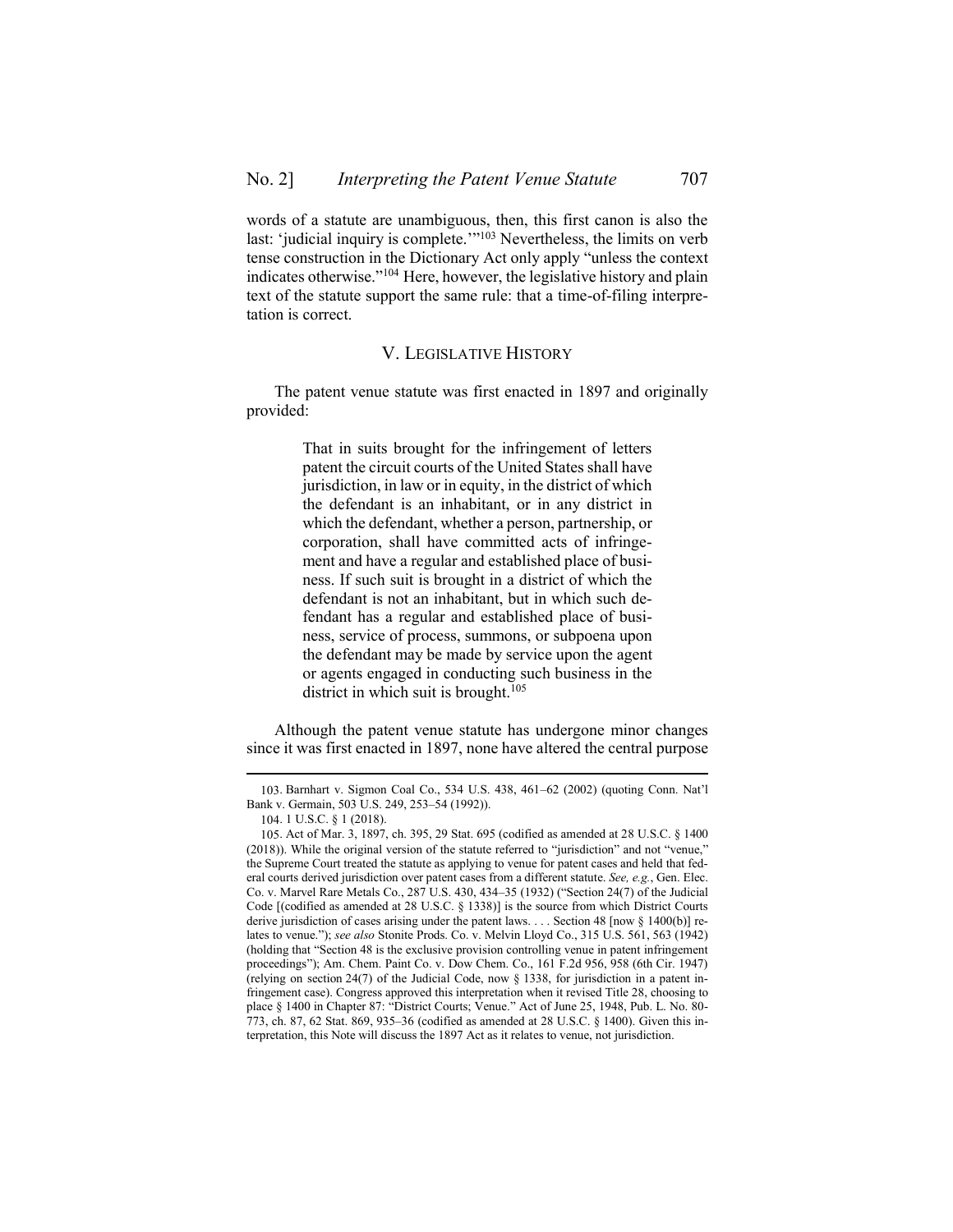words of a statute are unambiguous, then, this first canon is also the last: 'judicial inquiry is complete.'"[103] Nevertheless, the limits on verb tense construction in the Dictionary Act only apply "unless the context indicates otherwise."[104] Here, however, the legislative history and plain text of the statute support the same rule: that a time-of-filing interpretation is correct.

## V. Legislative History

The patent venue statute was first enacted in 1897 and originally provided:

> That in suits brought for the infringement of letters patent the circuit courts of the United States shall have jurisdiction, in law or in equity, in the district of which the defendant is an inhabitant, or in any district in which the defendant, whether a person, partnership, or corporation, shall have committed acts of infringement and have a regular and established place of business. If such suit is brought in a district of which the defendant is not an inhabitant, but in which such defendant has a regular and established place of business, service of process, summons, or subpoena upon the defendant may be made by service upon the agent or agents engaged in conducting such business in the district in which suit is brought.[105]

Although the patent venue statute has undergone minor changes since it was first enacted in 1897, none have altered the central purpose

---

103. Barnhart v. Sigmon Coal Co., 534 U.S. 438, 461–62 (2002) (quoting Conn. Nat'l Bank v. Germain, 503 U.S. 249, 253–54 (1992)).

104. 1 U.S.C. § 1 (2018).

105. Act of Mar. 3, 1897, ch. 395, 29 Stat. 695 (codified as amended at 28 U.S.C. § 1400 (2018)). While the original version of the statute referred to "jurisdiction" and not "venue," the Supreme Court treated the statute as applying to venue for patent cases and held that federal courts derived jurisdiction over patent cases from a different statute. *See, e.g.*, Gen. Elec. Co. v. Marvel Rare Metals Co., 287 U.S. 430, 434–35 (1932) ("Section 24(7) of the Judicial Code [(codified as amended at 28 U.S.C. § 1338)] is the source from which District Courts derive jurisdiction of cases arising under the patent laws. . . . Section 48 [now § 1400(b)] relates to venue."); *see also* Stonite Prods. Co. v. Melvin Lloyd Co., 315 U.S. 561, 563 (1942) (holding that "Section 48 is the exclusive provision controlling venue in patent infringement proceedings"); Am. Chem. Paint Co. v. Dow Chem. Co., 161 F.2d 956, 958 (6th Cir. 1947) (relying on section 24(7) of the Judicial Code, now § 1338, for jurisdiction in a patent infringement case). Congress approved this interpretation when it revised Title 28, choosing to place § 1400 in Chapter 87: "District Courts; Venue." Act of June 25, 1948, Pub. L. No. 80-773, ch. 87, 62 Stat. 869, 935–36 (codified as amended at 28 U.S.C. § 1400). Given this interpretation, this Note will discuss the 1897 Act as it relates to venue, not jurisdiction.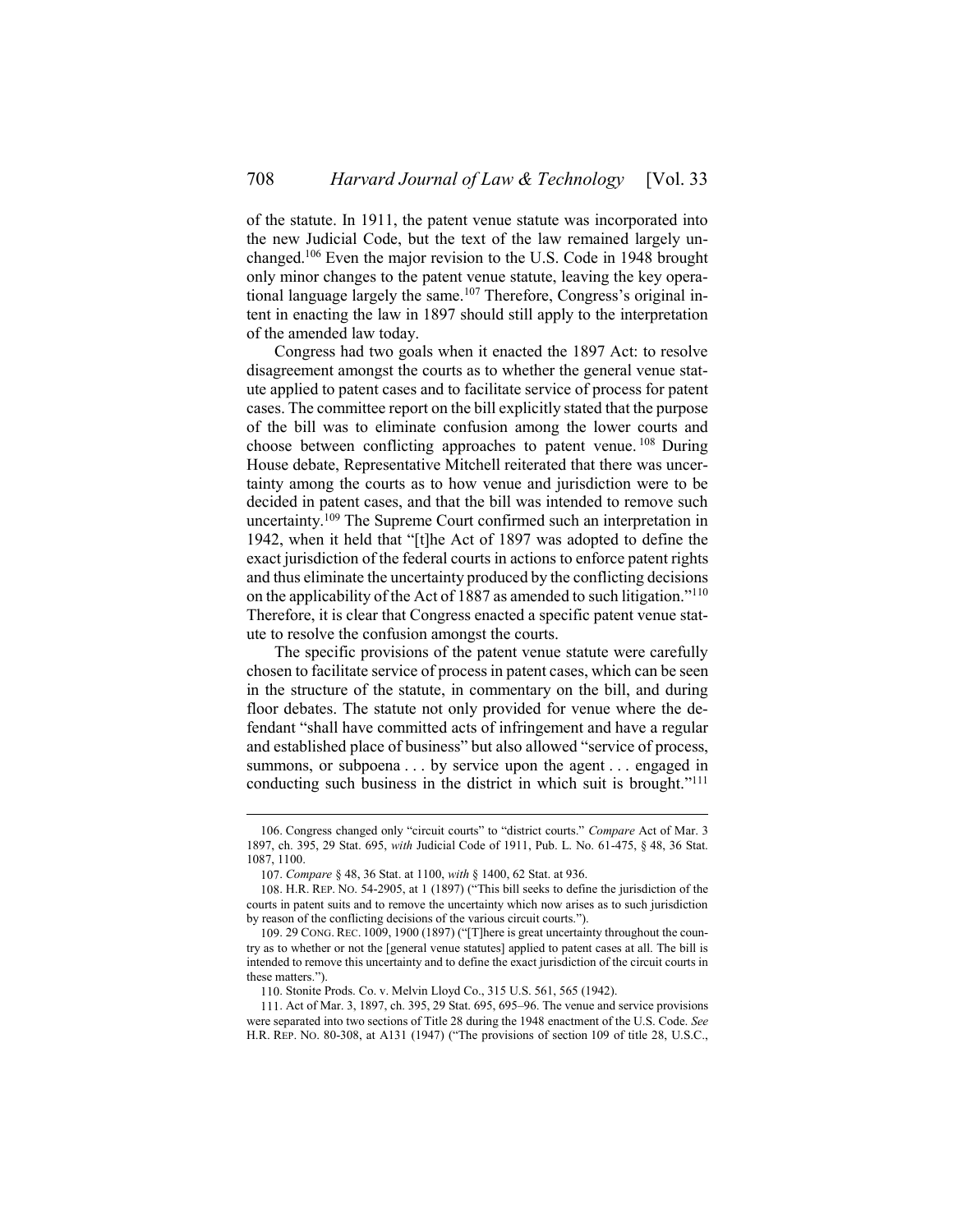of the statute. In 1911, the patent venue statute was incorporated into the new Judicial Code, but the text of the law remained largely unchanged.[106] Even the major revision to the U.S. Code in 1948 brought only minor changes to the patent venue statute, leaving the key operational language largely the same.[107] Therefore, Congress's original intent in enacting the law in 1897 should still apply to the interpretation of the amended law today.

Congress had two goals when it enacted the 1897 Act: to resolve disagreement amongst the courts as to whether the general venue statute applied to patent cases and to facilitate service of process for patent cases. The committee report on the bill explicitly stated that the purpose of the bill was to eliminate confusion among the lower courts and choose between conflicting approaches to patent venue.[108] During House debate, Representative Mitchell reiterated that there was uncertainty among the courts as to how venue and jurisdiction were to be decided in patent cases, and that the bill was intended to remove such uncertainty.[109] The Supreme Court confirmed such an interpretation in 1942, when it held that "[t]he Act of 1897 was adopted to define the exact jurisdiction of the federal courts in actions to enforce patent rights and thus eliminate the uncertainty produced by the conflicting decisions on the applicability of the Act of 1887 as amended to such litigation."[110] Therefore, it is clear that Congress enacted a specific patent venue statute to resolve the confusion amongst the courts.

The specific provisions of the patent venue statute were carefully chosen to facilitate service of process in patent cases, which can be seen in the structure of the statute, in commentary on the bill, and during floor debates. The statute not only provided for venue where the defendant "shall have committed acts of infringement and have a regular and established place of business" but also allowed "service of process, summons, or subpoena . . . by service upon the agent . . . engaged in conducting such business in the district in which suit is brought."[111]

---

106. Congress changed only "circuit courts" to "district courts." *Compare* Act of Mar. 3 1897, ch. 395, 29 Stat. 695, *with* Judicial Code of 1911, Pub. L. No. 61-475, § 48, 36 Stat. 1087, 1100.

107. *Compare* § 48, 36 Stat. at 1100, *with* § 1400, 62 Stat. at 936.

108. H.R. REP. NO. 54-2905, at 1 (1897) ("This bill seeks to define the jurisdiction of the courts in patent suits and to remove the uncertainty which now arises as to such jurisdiction by reason of the conflicting decisions of the various circuit courts.").

109. 29 CONG. REC. 1009, 1900 (1897) ("[T]here is great uncertainty throughout the country as to whether or not the [general venue statutes] applied to patent cases at all. The bill is intended to remove this uncertainty and to define the exact jurisdiction of the circuit courts in these matters.").

110. Stonite Prods. Co. v. Melvin Lloyd Co., 315 U.S. 561, 565 (1942).

111. Act of Mar. 3, 1897, ch. 395, 29 Stat. 695, 695–96. The venue and service provisions were separated into two sections of Title 28 during the 1948 enactment of the U.S. Code. *See* H.R. REP. NO. 80-308, at A131 (1947) ("The provisions of section 109 of title 28, U.S.C.,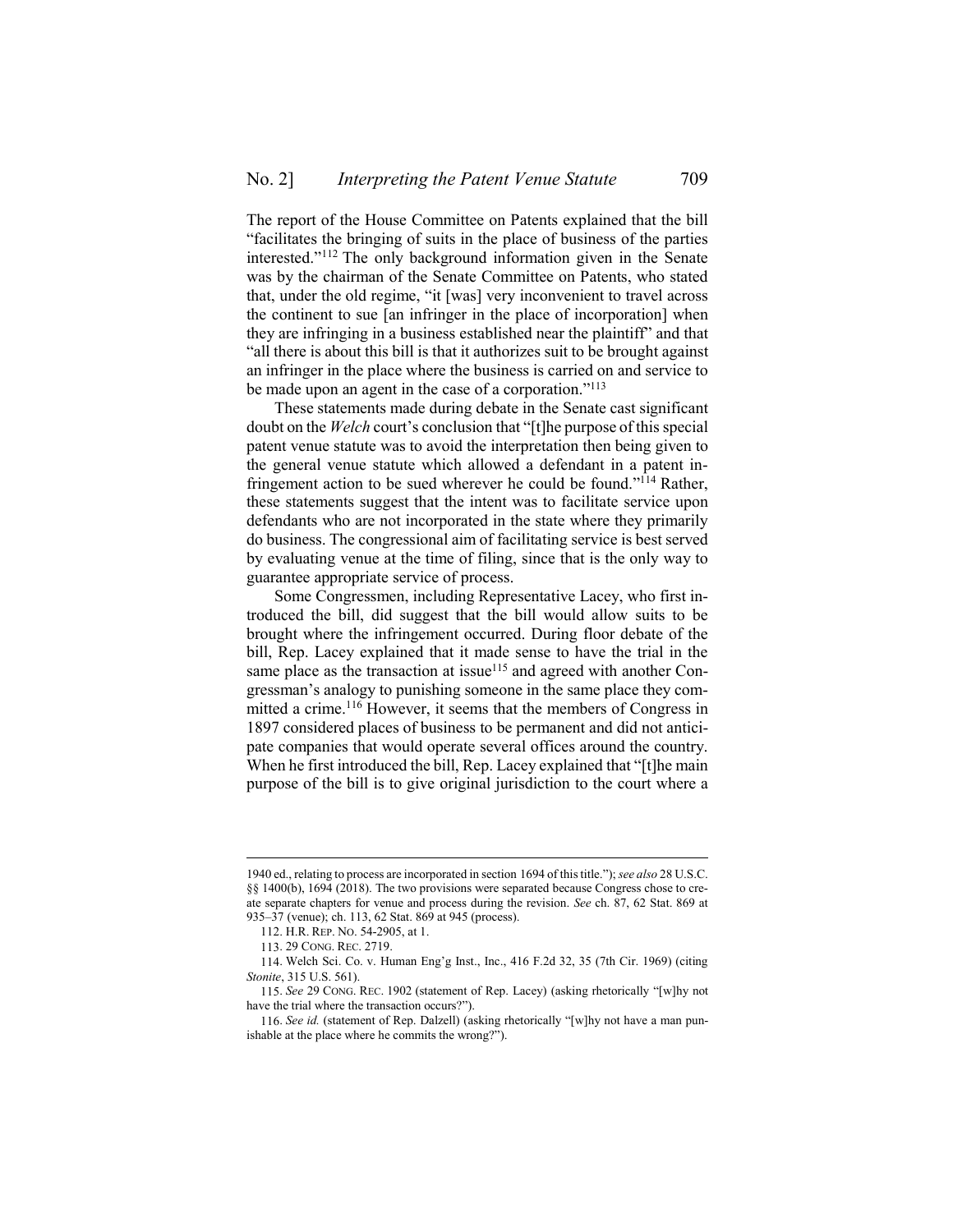The report of the House Committee on Patents explained that the bill "facilitates the bringing of suits in the place of business of the parties interested."[112] The only background information given in the Senate was by the chairman of the Senate Committee on Patents, who stated that, under the old regime, "it [was] very inconvenient to travel across the continent to sue [an infringer in the place of incorporation] when they are infringing in a business established near the plaintiff" and that "all there is about this bill is that it authorizes suit to be brought against an infringer in the place where the business is carried on and service to be made upon an agent in the case of a corporation."[113]

These statements made during debate in the Senate cast significant doubt on the *Welch* court's conclusion that "[t]he purpose of this special patent venue statute was to avoid the interpretation then being given to the general venue statute which allowed a defendant in a patent infringement action to be sued wherever he could be found."[114] Rather, these statements suggest that the intent was to facilitate service upon defendants who are not incorporated in the state where they primarily do business. The congressional aim of facilitating service is best served by evaluating venue at the time of filing, since that is the only way to guarantee appropriate service of process.

Some Congressmen, including Representative Lacey, who first introduced the bill, did suggest that the bill would allow suits to be brought where the infringement occurred. During floor debate of the bill, Rep. Lacey explained that it made sense to have the trial in the same place as the transaction at issue[115] and agreed with another Congressman's analogy to punishing someone in the same place they committed a crime.[116] However, it seems that the members of Congress in 1897 considered places of business to be permanent and did not anticipate companies that would operate several offices around the country. When he first introduced the bill, Rep. Lacey explained that "[t]he main purpose of the bill is to give original jurisdiction to the court where a

---

1940 ed., relating to process are incorporated in section 1694 of this title."); *see also* 28 U.S.C. §§ 1400(b), 1694 (2018). The two provisions were separated because Congress chose to create separate chapters for venue and process during the revision. *See* ch. 87, 62 Stat. 869 at 935–37 (venue); ch. 113, 62 Stat. 869 at 945 (process).

112. H.R. REP. NO. 54-2905, at 1.

113. 29 CONG. REC. 2719.

114. Welch Sci. Co. v. Human Eng'g Inst., Inc., 416 F.2d 32, 35 (7th Cir. 1969) (citing *Stonite*, 315 U.S. 561).

115. *See* 29 CONG. REC. 1902 (statement of Rep. Lacey) (asking rhetorically "[w]hy not have the trial where the transaction occurs?").

116. *See id.* (statement of Rep. Dalzell) (asking rhetorically "[w]hy not have a man punishable at the place where he commits the wrong?").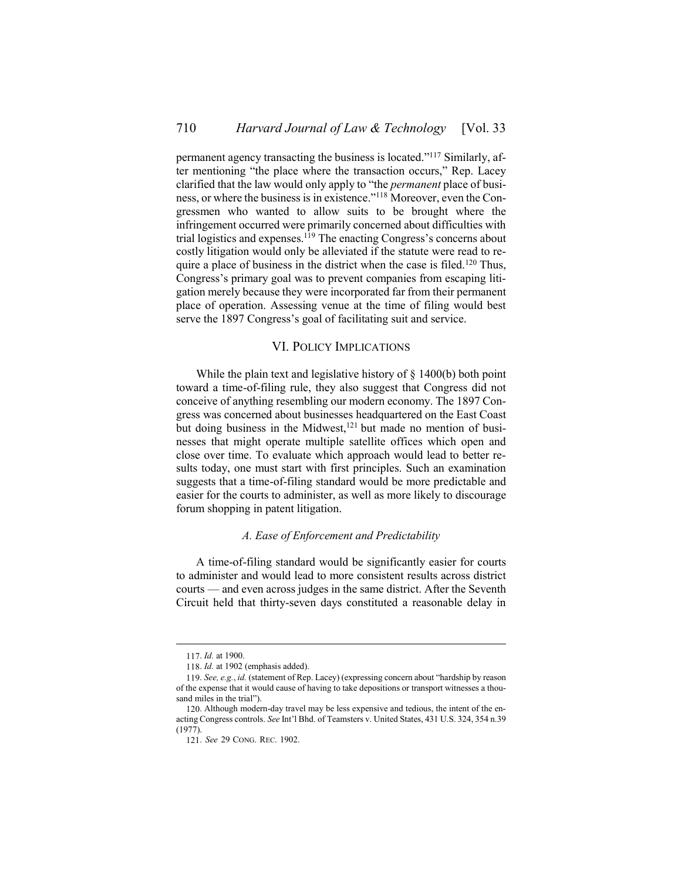permanent agency transacting the business is located."[117] Similarly, after mentioning "the place where the transaction occurs," Rep. Lacey clarified that the law would only apply to "the *permanent* place of business, or where the business is in existence."[118] Moreover, even the Congressmen who wanted to allow suits to be brought where the infringement occurred were primarily concerned about difficulties with trial logistics and expenses.[119] The enacting Congress's concerns about costly litigation would only be alleviated if the statute were read to require a place of business in the district when the case is filed.[120] Thus, Congress's primary goal was to prevent companies from escaping litigation merely because they were incorporated far from their permanent place of operation. Assessing venue at the time of filing would best serve the 1897 Congress's goal of facilitating suit and service.

## VI. Policy Implications

While the plain text and legislative history of § 1400(b) both point toward a time-of-filing rule, they also suggest that Congress did not conceive of anything resembling our modern economy. The 1897 Congress was concerned about businesses headquartered on the East Coast but doing business in the Midwest,[121] but made no mention of businesses that might operate multiple satellite offices which open and close over time. To evaluate which approach would lead to better results today, one must start with first principles. Such an examination suggests that a time-of-filing standard would be more predictable and easier for the courts to administer, as well as more likely to discourage forum shopping in patent litigation.

### *A. Ease of Enforcement and Predictability*

A time-of-filing standard would be significantly easier for courts to administer and would lead to more consistent results across district courts — and even across judges in the same district. After the Seventh Circuit held that thirty-seven days constituted a reasonable delay in

---

117. *Id.* at 1900.

118. *Id.* at 1902 (emphasis added).

119. *See, e.g.*, *id.* (statement of Rep. Lacey) (expressing concern about "hardship by reason of the expense that it would cause of having to take depositions or transport witnesses a thousand miles in the trial").

120. Although modern-day travel may be less expensive and tedious, the intent of the enacting Congress controls. *See* Int'l Bhd. of Teamsters v. United States, 431 U.S. 324, 354 n.39 (1977).

121. *See* 29 Cong. Rec. 1902.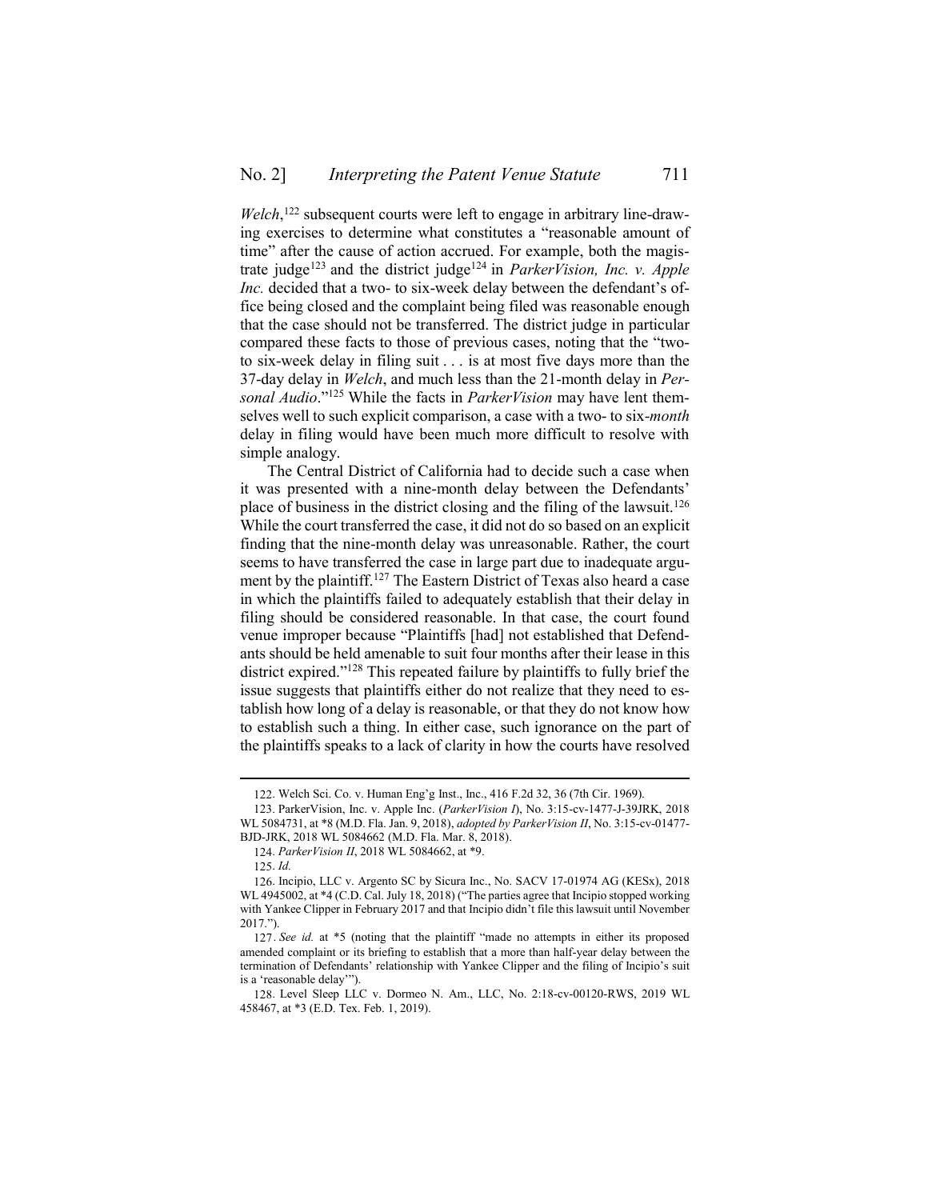*Welch*,[122] subsequent courts were left to engage in arbitrary line-drawing exercises to determine what constitutes a "reasonable amount of time" after the cause of action accrued. For example, both the magistrate judge[123] and the district judge[124] in *ParkerVision, Inc. v. Apple Inc.* decided that a two- to six-week delay between the defendant's office being closed and the complaint being filed was reasonable enough that the case should not be transferred. The district judge in particular compared these facts to those of previous cases, noting that the "two- to six-week delay in filing suit . . . is at most five days more than the 37-day delay in *Welch*, and much less than the 21-month delay in *Personal Audio*."[125] While the facts in *ParkerVision* may have lent themselves well to such explicit comparison, a case with a two- to six-*month* delay in filing would have been much more difficult to resolve with simple analogy.

The Central District of California had to decide such a case when it was presented with a nine-month delay between the Defendants' place of business in the district closing and the filing of the lawsuit.[126] While the court transferred the case, it did not do so based on an explicit finding that the nine-month delay was unreasonable. Rather, the court seems to have transferred the case in large part due to inadequate argument by the plaintiff.[127] The Eastern District of Texas also heard a case in which the plaintiffs failed to adequately establish that their delay in filing should be considered reasonable. In that case, the court found venue improper because "Plaintiffs [had] not established that Defendants should be held amenable to suit four months after their lease in this district expired."[128] This repeated failure by plaintiffs to fully brief the issue suggests that plaintiffs either do not realize that they need to establish how long of a delay is reasonable, or that they do not know how to establish such a thing. In either case, such ignorance on the part of the plaintiffs speaks to a lack of clarity in how the courts have resolved

---

122. Welch Sci. Co. v. Human Eng'g Inst., Inc., 416 F.2d 32, 36 (7th Cir. 1969).

123. ParkerVision, Inc. v. Apple Inc. (*ParkerVision I*), No. 3:15-cv-1477-J-39JRK, 2018 WL 5084731, at *8 (M.D. Fla. Jan. 9, 2018), *adopted by ParkerVision II*, No. 3:15-cv-01477-BJD-JRK, 2018 WL 5084662 (M.D. Fla. Mar. 8, 2018).

124. *ParkerVision II*, 2018 WL 5084662, at *9.

125. *Id.*

126. Incipio, LLC v. Argento SC by Sicura Inc., No. SACV 17-01974 AG (KESx), 2018 WL 4945002, at *4 (C.D. Cal. July 18, 2018) ("The parties agree that Incipio stopped working with Yankee Clipper in February 2017 and that Incipio didn't file this lawsuit until November 2017.").

127. *See id.* at *5 (noting that the plaintiff "made no attempts in either its proposed amended complaint or its briefing to establish that a more than half-year delay between the termination of Defendants' relationship with Yankee Clipper and the filing of Incipio's suit is a 'reasonable delay'").

128. Level Sleep LLC v. Dormeo N. Am., LLC, No. 2:18-cv-00120-RWS, 2019 WL 458467, at *3 (E.D. Tex. Feb. 1, 2019).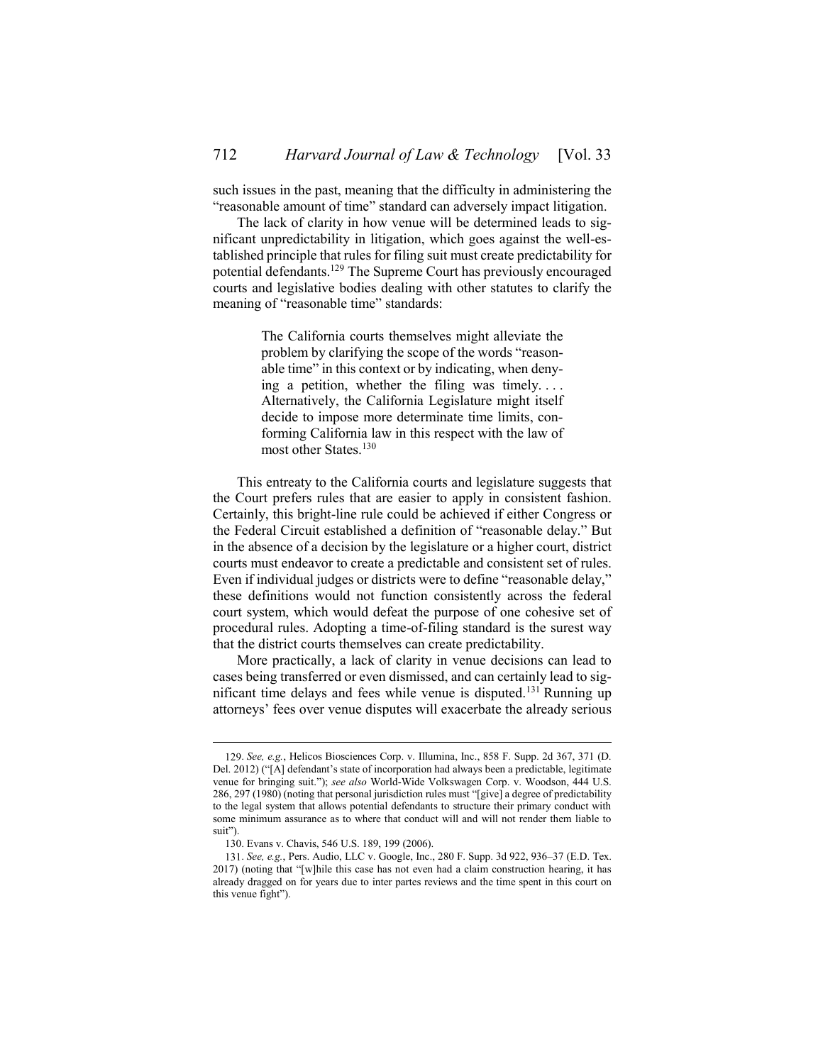such issues in the past, meaning that the difficulty in administering the "reasonable amount of time" standard can adversely impact litigation.

The lack of clarity in how venue will be determined leads to significant unpredictability in litigation, which goes against the well-established principle that rules for filing suit must create predictability for potential defendants.[129] The Supreme Court has previously encouraged courts and legislative bodies dealing with other statutes to clarify the meaning of "reasonable time" standards:

> The California courts themselves might alleviate the problem by clarifying the scope of the words "reasonable time" in this context or by indicating, when denying a petition, whether the filing was timely. . . . Alternatively, the California Legislature might itself decide to impose more determinate time limits, conforming California law in this respect with the law of most other States.[130]

This entreaty to the California courts and legislature suggests that the Court prefers rules that are easier to apply in consistent fashion. Certainly, this bright-line rule could be achieved if either Congress or the Federal Circuit established a definition of "reasonable delay." But in the absence of a decision by the legislature or a higher court, district courts must endeavor to create a predictable and consistent set of rules. Even if individual judges or districts were to define "reasonable delay," these definitions would not function consistently across the federal court system, which would defeat the purpose of one cohesive set of procedural rules. Adopting a time-of-filing standard is the surest way that the district courts themselves can create predictability.

More practically, a lack of clarity in venue decisions can lead to cases being transferred or even dismissed, and can certainly lead to significant time delays and fees while venue is disputed.[131] Running up attorneys' fees over venue disputes will exacerbate the already serious

---

129. *See, e.g.*, Helicos Biosciences Corp. v. Illumina, Inc., 858 F. Supp. 2d 367, 371 (D. Del. 2012) ("[A] defendant's state of incorporation had always been a predictable, legitimate venue for bringing suit."); *see also* World-Wide Volkswagen Corp. v. Woodson, 444 U.S. 286, 297 (1980) (noting that personal jurisdiction rules must "[give] a degree of predictability to the legal system that allows potential defendants to structure their primary conduct with some minimum assurance as to where that conduct will and will not render them liable to suit").

130. Evans v. Chavis, 546 U.S. 189, 199 (2006).

131. *See, e.g.*, Pers. Audio, LLC v. Google, Inc., 280 F. Supp. 3d 922, 936–37 (E.D. Tex. 2017) (noting that "[w]hile this case has not even had a claim construction hearing, it has already dragged on for years due to inter partes reviews and the time spent in this court on this venue fight").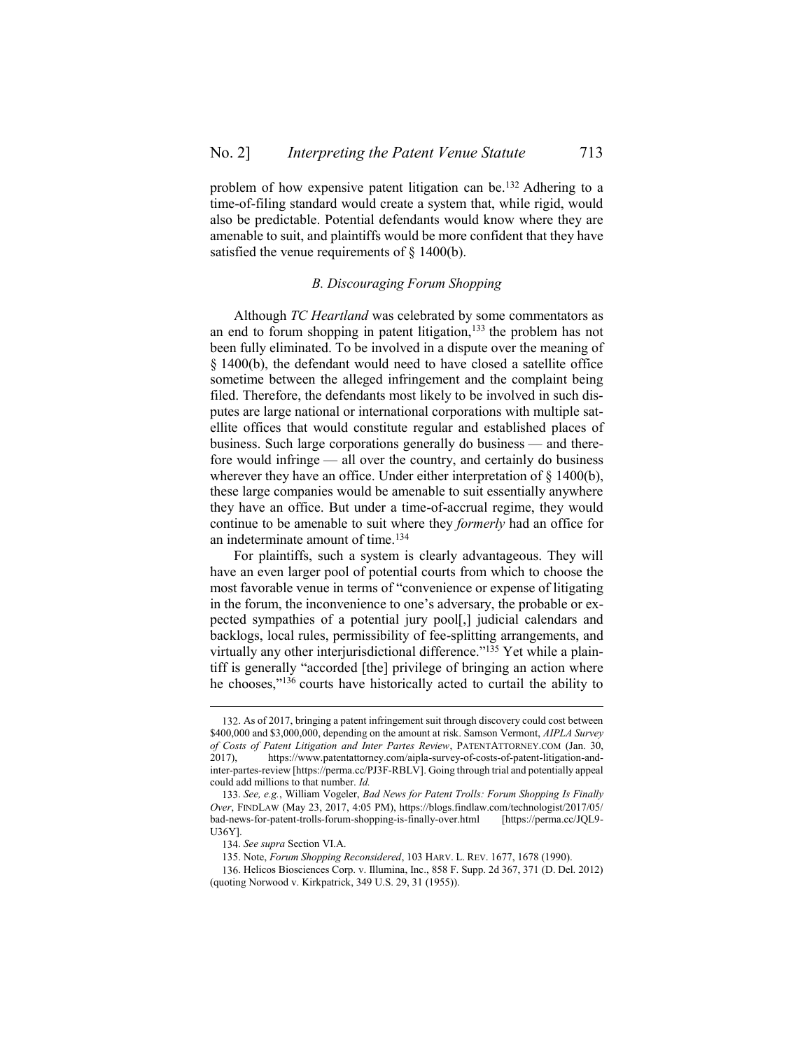problem of how expensive patent litigation can be.[132] Adhering to a time-of-filing standard would create a system that, while rigid, would also be predictable. Potential defendants would know where they are amenable to suit, and plaintiffs would be more confident that they have satisfied the venue requirements of § 1400(b).

### *B. Discouraging Forum Shopping*

Although *TC Heartland* was celebrated by some commentators as an end to forum shopping in patent litigation,[133] the problem has not been fully eliminated. To be involved in a dispute over the meaning of § 1400(b), the defendant would need to have closed a satellite office sometime between the alleged infringement and the complaint being filed. Therefore, the defendants most likely to be involved in such disputes are large national or international corporations with multiple satellite offices that would constitute regular and established places of business. Such large corporations generally do business — and therefore would infringe — all over the country, and certainly do business wherever they have an office. Under either interpretation of § 1400(b), these large companies would be amenable to suit essentially anywhere they have an office. But under a time-of-accrual regime, they would continue to be amenable to suit where they *formerly* had an office for an indeterminate amount of time.[134]

For plaintiffs, such a system is clearly advantageous. They will have an even larger pool of potential courts from which to choose the most favorable venue in terms of "convenience or expense of litigating in the forum, the inconvenience to one's adversary, the probable or expected sympathies of a potential jury pool[,] judicial calendars and backlogs, local rules, permissibility of fee-splitting arrangements, and virtually any other interjurisdictional difference."[135] Yet while a plaintiff is generally "accorded [the] privilege of bringing an action where he chooses,"[136] courts have historically acted to curtail the ability to

---

132. As of 2017, bringing a patent infringement suit through discovery could cost between $400,000 and $3,000,000, depending on the amount at risk. Samson Vermont, *AIPLA Survey of Costs of Patent Litigation and Inter Partes Review*, PATENTATTORNEY.COM (Jan. 30, 2017), https://www.patentattorney.com/aipla-survey-of-costs-of-patent-litigation-and-inter-partes-review [https://perma.cc/PJ3F-RBLV]. Going through trial and potentially appeal could add millions to that number. *Id.*

133. *See, e.g.*, William Vogeler, *Bad News for Patent Trolls: Forum Shopping Is Finally Over*, FINDLAW (May 23, 2017, 4:05 PM), https://blogs.findlaw.com/technologist/2017/05/bad-news-for-patent-trolls-forum-shopping-is-finally-over.html [https://perma.cc/JQL9-U36Y].

134. *See supra* Section VI.A.

135. Note, *Forum Shopping Reconsidered*, 103 HARV. L. REV. 1677, 1678 (1990).

136. Helicos Biosciences Corp. v. Illumina, Inc., 858 F. Supp. 2d 367, 371 (D. Del. 2012) (quoting Norwood v. Kirkpatrick, 349 U.S. 29, 31 (1955)).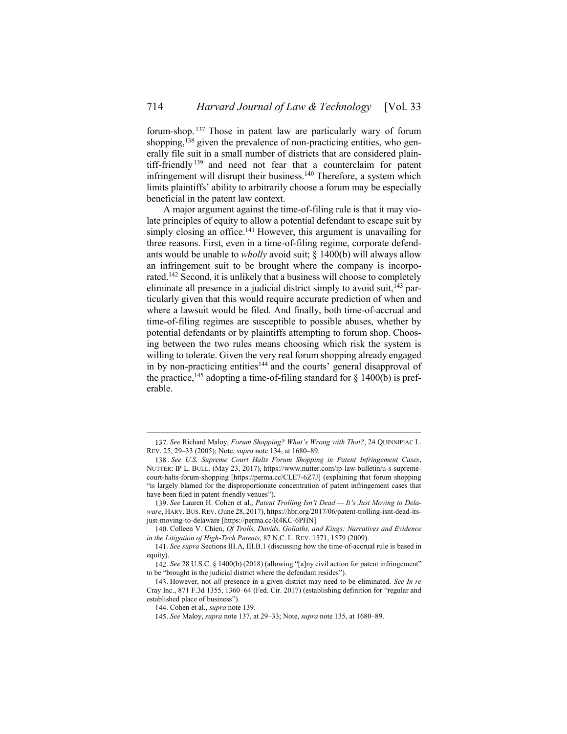forum-shop.[137] Those in patent law are particularly wary of forum shopping,[138] given the prevalence of non-practicing entities, who generally file suit in a small number of districts that are considered plaintiff-friendly[139] and need not fear that a counterclaim for patent infringement will disrupt their business.[140] Therefore, a system which limits plaintiffs' ability to arbitrarily choose a forum may be especially beneficial in the patent law context.

A major argument against the time-of-filing rule is that it may violate principles of equity to allow a potential defendant to escape suit by simply closing an office.[141] However, this argument is unavailing for three reasons. First, even in a time-of-filing regime, corporate defendants would be unable to *wholly* avoid suit; § 1400(b) will always allow an infringement suit to be brought where the company is incorporated.[142] Second, it is unlikely that a business will choose to completely eliminate all presence in a judicial district simply to avoid suit,[143] particularly given that this would require accurate prediction of when and where a lawsuit would be filed. And finally, both time-of-accrual and time-of-filing regimes are susceptible to possible abuses, whether by potential defendants or by plaintiffs attempting to forum shop. Choosing between the two rules means choosing which risk the system is willing to tolerate. Given the very real forum shopping already engaged in by non-practicing entities[144] and the courts' general disapproval of the practice,[145] adopting a time-of-filing standard for § 1400(b) is preferable.

---

137. *See* Richard Maloy, *Forum Shopping? What's Wrong with That?*, 24 QUINNIPIAC L. REV. 25, 29–33 (2005); Note, *supra* note 134, at 1680–89.

138. *See U.S. Supreme Court Halts Forum Shopping in Patent Infringement Cases*, NUTTER: IP L. BULL. (May 23, 2017), https://www.nutter.com/ip-law-bulletin/u-s-supreme-court-halts-forum-shopping [https://perma.cc/CLE7-6Z7J] (explaining that forum shopping "is largely blamed for the disproportionate concentration of patent infringement cases that have been filed in patent-friendly venues").

139. *See* Lauren H. Cohen et al., *Patent Trolling Isn't Dead — It's Just Moving to Delaware*, HARV. BUS. REV. (June 28, 2017), https://hbr.org/2017/06/patent-trolling-isnt-dead-its-just-moving-to-delaware [https://perma.cc/R4KC-6PHN]

140. Colleen V. Chien, *Of Trolls, Davids, Goliaths, and Kings: Narratives and Evidence in the Litigation of High-Tech Patents*, 87 N.C. L. REV. 1571, 1579 (2009).

141. *See supra* Sections III.A, III.B.1 (discussing how the time-of-accrual rule is based in equity).

142. *See* 28 U.S.C. § 1400(b) (2018) (allowing "[a]ny civil action for patent infringement" to be "brought in the judicial district where the defendant resides").

143. However, not *all* presence in a given district may need to be eliminated. *See In re* Cray Inc., 871 F.3d 1355, 1360–64 (Fed. Cir. 2017) (establishing definition for "regular and established place of business").

144. Cohen et al., *supra* note 139.

145. *See* Maloy, *supra* note 137, at 29–33; Note, *supra* note 135, at 1680–89.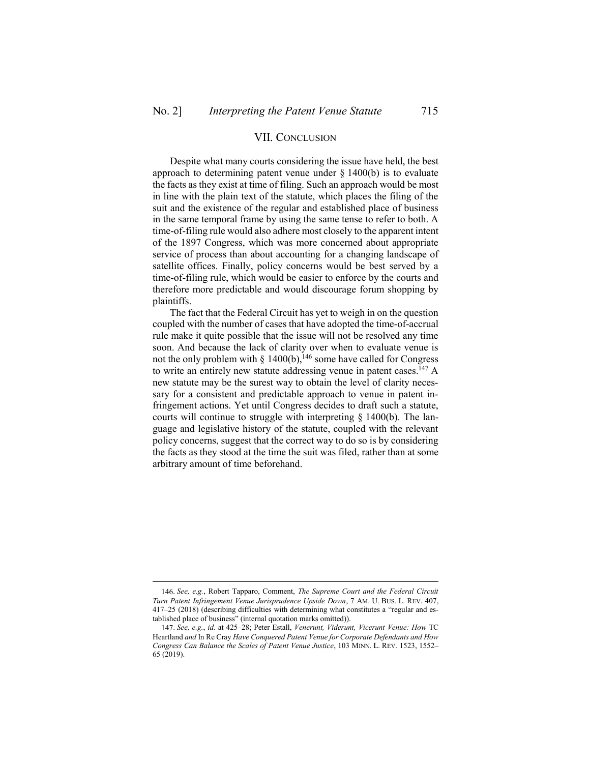## VII. CONCLUSION

Despite what many courts considering the issue have held, the best approach to determining patent venue under § 1400(b) is to evaluate the facts as they exist at time of filing. Such an approach would be most in line with the plain text of the statute, which places the filing of the suit and the existence of the regular and established place of business in the same temporal frame by using the same tense to refer to both. A time-of-filing rule would also adhere most closely to the apparent intent of the 1897 Congress, which was more concerned about appropriate service of process than about accounting for a changing landscape of satellite offices. Finally, policy concerns would be best served by a time-of-filing rule, which would be easier to enforce by the courts and therefore more predictable and would discourage forum shopping by plaintiffs.

The fact that the Federal Circuit has yet to weigh in on the question coupled with the number of cases that have adopted the time-of-accrual rule make it quite possible that the issue will not be resolved any time soon. And because the lack of clarity over when to evaluate venue is not the only problem with § 1400(b),[146] some have called for Congress to write an entirely new statute addressing venue in patent cases.[147] A new statute may be the surest way to obtain the level of clarity necessary for a consistent and predictable approach to venue in patent infringement actions. Yet until Congress decides to draft such a statute, courts will continue to struggle with interpreting § 1400(b). The language and legislative history of the statute, coupled with the relevant policy concerns, suggest that the correct way to do so is by considering the facts as they stood at the time the suit was filed, rather than at some arbitrary amount of time beforehand.

---

146. *See, e.g.*, Robert Tapparo, Comment, *The Supreme Court and the Federal Circuit Turn Patent Infringement Venue Jurisprudence Upside Down*, 7 AM. U. BUS. L. REV. 407, 417–25 (2018) (describing difficulties with determining what constitutes a "regular and established place of business" (internal quotation marks omitted)).

147. *See, e.g.*, *id.* at 425–28; Peter Estall, *Venerunt, Viderunt, Vicerunt Venue: How* TC Heartland *and* In Re Cray *Have Conquered Patent Venue for Corporate Defendants and How Congress Can Balance the Scales of Patent Venue Justice*, 103 MINN. L. REV. 1523, 1552–65 (2019).